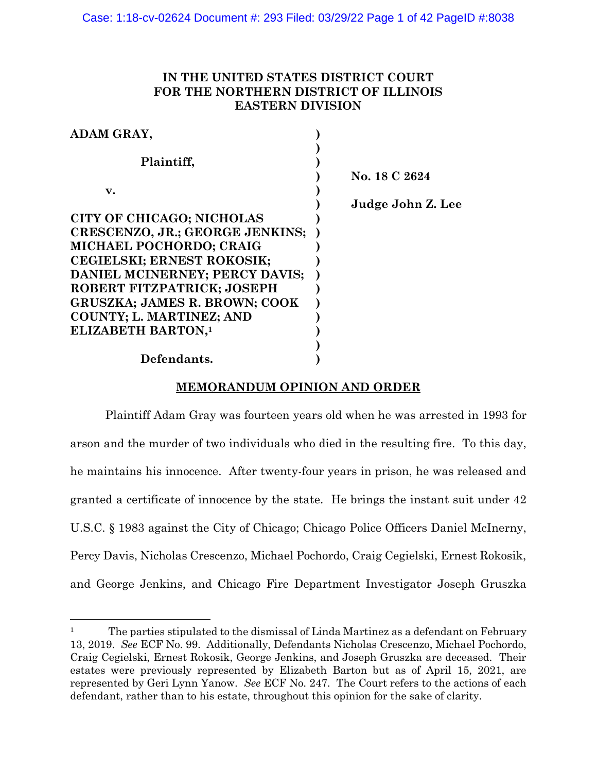**IN THE UNITED STATES DISTRICT COURT
FOR THE NORTHERN DISTRICT OF ILLINOIS
EASTERN DIVISION**

| | | |
|---|---|---|
| **ADAM GRAY,** | **)** | |
| **Plaintiff,** | **)** | |
| **v.** | **)** | **No. 18 C 2624** |
| **CITY OF CHICAGO; NICHOLAS CRESCENZO, JR.; GEORGE JENKINS; MICHAEL POCHORDO; CRAIG CEGIELSKI; ERNEST ROKOSIK; DANIEL MCINERNEY; PERCY DAVIS; ROBERT FITZPATRICK; JOSEPH GRUSZKA; JAMES R. BROWN; COOK COUNTY; L. MARTINEZ; AND ELIZABETH BARTON,**[1] | **)** | **Judge John Z. Lee** |
| **Defendants.** | **)** | |

**MEMORANDUM OPINION AND ORDER**

Plaintiff Adam Gray was fourteen years old when he was arrested in 1993 for arson and the murder of two individuals who died in the resulting fire. To this day, he maintains his innocence. After twenty-four years in prison, he was released and granted a certificate of innocence by the state. He brings the instant suit under 42 U.S.C. § 1983 against the City of Chicago; Chicago Police Officers Daniel McInerny, Percy Davis, Nicholas Crescenzo, Michael Pochordo, Craig Cegielski, Ernest Rokosik, and George Jenkins, and Chicago Fire Department Investigator Joseph Gruszka

---

[1] The parties stipulated to the dismissal of Linda Martinez as a defendant on February 13, 2019. *See* ECF No. 99. Additionally, Defendants Nicholas Crescenzo, Michael Pochordo, Craig Cegielski, Ernest Rokosik, George Jenkins, and Joseph Gruszka are deceased. Their estates were previously represented by Elizabeth Barton but as of April 15, 2021, are represented by Geri Lynn Yanow. *See* ECF No. 247. The Court refers to the actions of each defendant, rather than to his estate, throughout this opinion for the sake of clarity.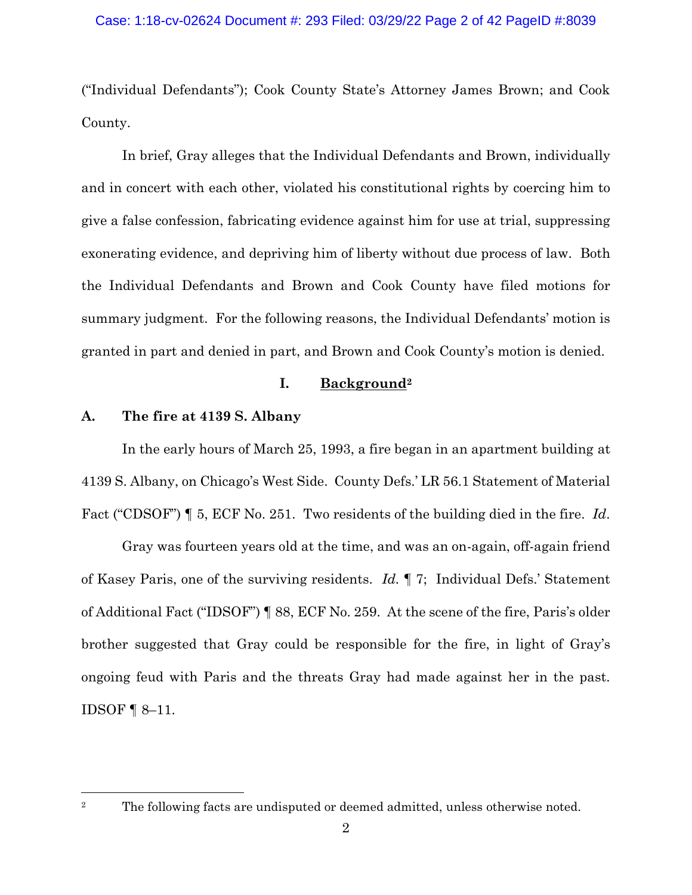("Individual Defendants"); Cook County State's Attorney James Brown; and Cook County.

In brief, Gray alleges that the Individual Defendants and Brown, individually and in concert with each other, violated his constitutional rights by coercing him to give a false confession, fabricating evidence against him for use at trial, suppressing exonerating evidence, and depriving him of liberty without due process of law. Both the Individual Defendants and Brown and Cook County have filed motions for summary judgment. For the following reasons, the Individual Defendants' motion is granted in part and denied in part, and Brown and Cook County's motion is denied.

## I. <u>Background</u>[2]

### A. The fire at 4139 S. Albany

In the early hours of March 25, 1993, a fire began in an apartment building at 4139 S. Albany, on Chicago's West Side. County Defs.' LR 56.1 Statement of Material Fact ("CDSOF") ¶ 5, ECF No. 251. Two residents of the building died in the fire. *Id*.

Gray was fourteen years old at the time, and was an on-again, off-again friend of Kasey Paris, one of the surviving residents. *Id.* ¶ 7; Individual Defs.' Statement of Additional Fact ("IDSOF") ¶ 88, ECF No. 259. At the scene of the fire, Paris's older brother suggested that Gray could be responsible for the fire, in light of Gray's ongoing feud with Paris and the threats Gray had made against her in the past. IDSOF ¶ 8–11.

---

[2] The following facts are undisputed or deemed admitted, unless otherwise noted.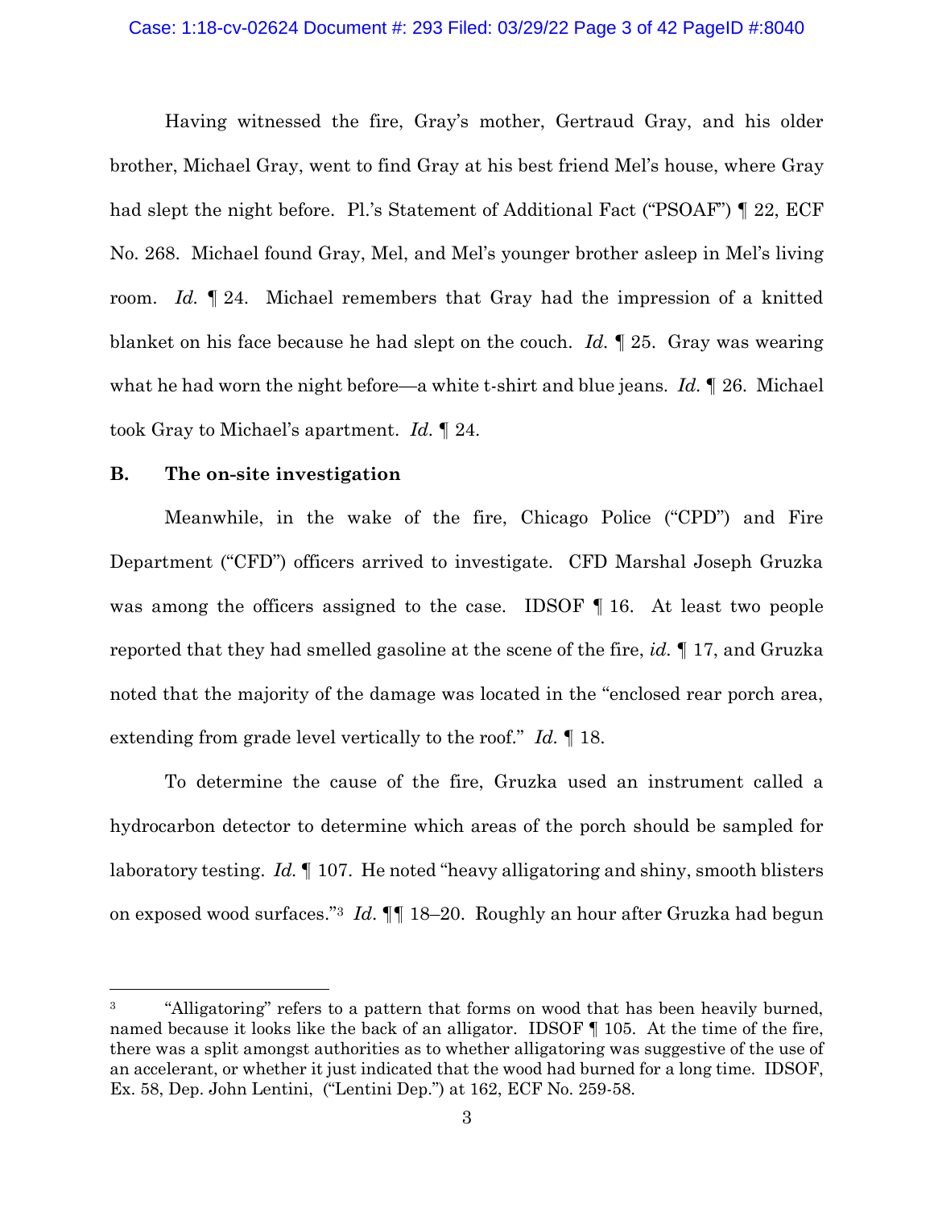Having witnessed the fire, Gray's mother, Gertraud Gray, and his older brother, Michael Gray, went to find Gray at his best friend Mel's house, where Gray had slept the night before. Pl.'s Statement of Additional Fact ("PSOAF") ¶ 22, ECF No. 268. Michael found Gray, Mel, and Mel's younger brother asleep in Mel's living room. *Id.* ¶ 24. Michael remembers that Gray had the impression of a knitted blanket on his face because he had slept on the couch. *Id.* ¶ 25. Gray was wearing what he had worn the night before—a white t-shirt and blue jeans. *Id.* ¶ 26. Michael took Gray to Michael's apartment. *Id.* ¶ 24.

### B. The on-site investigation

Meanwhile, in the wake of the fire, Chicago Police ("CPD") and Fire Department ("CFD") officers arrived to investigate. CFD Marshal Joseph Gruzka was among the officers assigned to the case. IDSOF ¶ 16. At least two people reported that they had smelled gasoline at the scene of the fire, *id.* ¶ 17, and Gruzka noted that the majority of the damage was located in the "enclosed rear porch area, extending from grade level vertically to the roof." *Id.* ¶ 18.

To determine the cause of the fire, Gruzka used an instrument called a hydrocarbon detector to determine which areas of the porch should be sampled for laboratory testing. *Id.* ¶ 107. He noted "heavy alligatoring and shiny, smooth blisters on exposed wood surfaces."[3] *Id.* ¶¶ 18–20. Roughly an hour after Gruzka had begun

[3] "Alligatoring" refers to a pattern that forms on wood that has been heavily burned, named because it looks like the back of an alligator. IDSOF ¶ 105. At the time of the fire, there was a split amongst authorities as to whether alligatoring was suggestive of the use of an accelerant, or whether it just indicated that the wood had burned for a long time. IDSOF, Ex. 58, Dep. John Lentini, ("Lentini Dep.") at 162, ECF No. 259-58.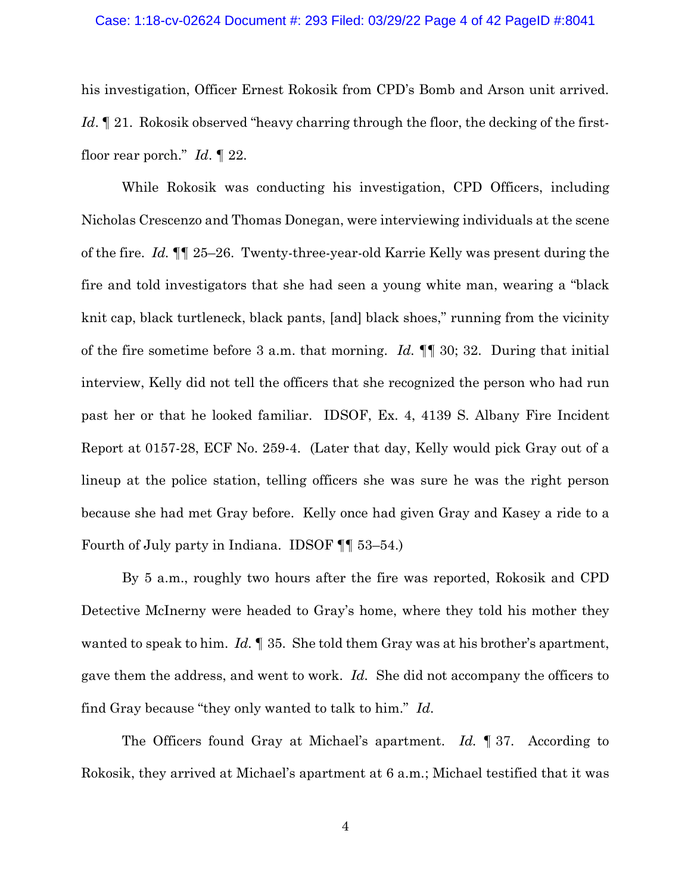his investigation, Officer Ernest Rokosik from CPD's Bomb and Arson unit arrived. *Id*. ¶ 21. Rokosik observed "heavy charring through the floor, the decking of the first-floor rear porch." *Id*. ¶ 22.

While Rokosik was conducting his investigation, CPD Officers, including Nicholas Crescenzo and Thomas Donegan, were interviewing individuals at the scene of the fire. *Id.* ¶¶ 25–26. Twenty-three-year-old Karrie Kelly was present during the fire and told investigators that she had seen a young white man, wearing a "black knit cap, black turtleneck, black pants, [and] black shoes," running from the vicinity of the fire sometime before 3 a.m. that morning. *Id.* ¶¶ 30; 32. During that initial interview, Kelly did not tell the officers that she recognized the person who had run past her or that he looked familiar. IDSOF, Ex. 4, 4139 S. Albany Fire Incident Report at 0157-28, ECF No. 259-4. (Later that day, Kelly would pick Gray out of a lineup at the police station, telling officers she was sure he was the right person because she had met Gray before. Kelly once had given Gray and Kasey a ride to a Fourth of July party in Indiana. IDSOF ¶¶ 53–54.)

By 5 a.m., roughly two hours after the fire was reported, Rokosik and CPD Detective McInerny were headed to Gray's home, where they told his mother they wanted to speak to him. *Id.* ¶ 35. She told them Gray was at his brother's apartment, gave them the address, and went to work. *Id.* She did not accompany the officers to find Gray because "they only wanted to talk to him." *Id.*

The Officers found Gray at Michael's apartment. *Id.* ¶ 37. According to Rokosik, they arrived at Michael's apartment at 6 a.m.; Michael testified that it was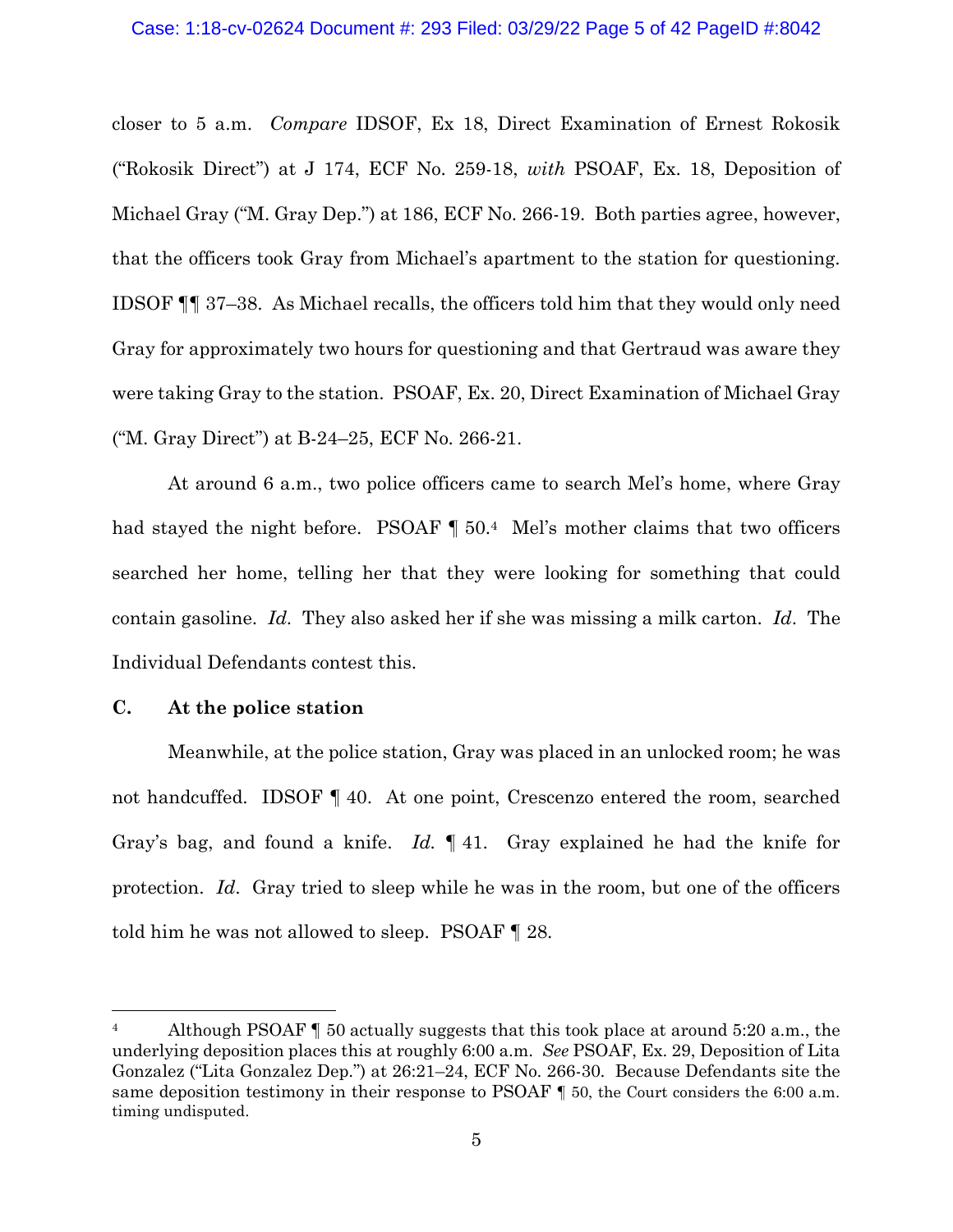closer to 5 a.m. *Compare* IDSOF, Ex 18, Direct Examination of Ernest Rokosik ("Rokosik Direct") at J 174, ECF No. 259-18, *with* PSOAF, Ex. 18, Deposition of Michael Gray ("M. Gray Dep.") at 186, ECF No. 266-19. Both parties agree, however, that the officers took Gray from Michael's apartment to the station for questioning. IDSOF ¶¶ 37–38. As Michael recalls, the officers told him that they would only need Gray for approximately two hours for questioning and that Gertraud was aware they were taking Gray to the station. PSOAF, Ex. 20, Direct Examination of Michael Gray ("M. Gray Direct") at B-24–25, ECF No. 266-21.

At around 6 a.m., two police officers came to search Mel's home, where Gray had stayed the night before. PSOAF ¶ 50.[4] Mel's mother claims that two officers searched her home, telling her that they were looking for something that could contain gasoline. *Id*. They also asked her if she was missing a milk carton. *Id*. The Individual Defendants contest this.

### C. At the police station

Meanwhile, at the police station, Gray was placed in an unlocked room; he was not handcuffed. IDSOF ¶ 40. At one point, Crescenzo entered the room, searched Gray's bag, and found a knife. *Id.* ¶ 41. Gray explained he had the knife for protection. *Id*. Gray tried to sleep while he was in the room, but one of the officers told him he was not allowed to sleep. PSOAF ¶ 28.

---

[4] Although PSOAF ¶ 50 actually suggests that this took place at around 5:20 a.m., the underlying deposition places this at roughly 6:00 a.m. *See* PSOAF, Ex. 29, Deposition of Lita Gonzalez ("Lita Gonzalez Dep.") at 26:21–24, ECF No. 266-30. Because Defendants site the same deposition testimony in their response to PSOAF ¶ 50, the Court considers the 6:00 a.m. timing undisputed.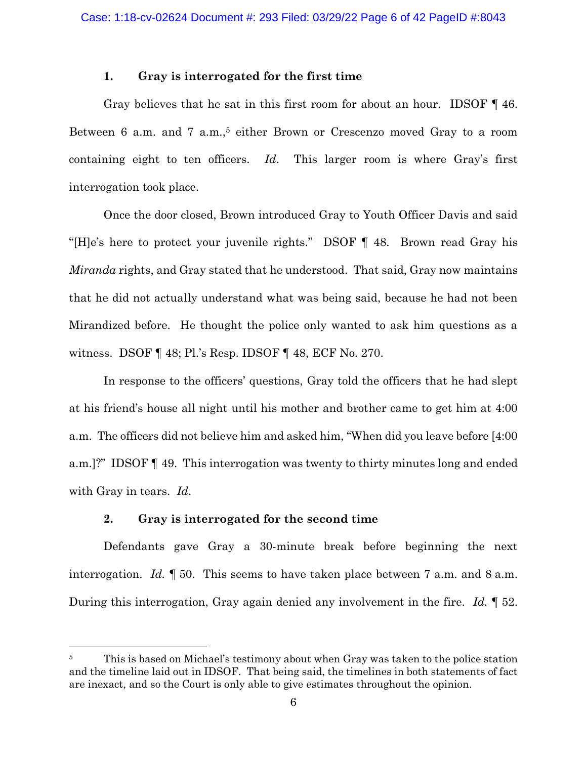### 1. Gray is interrogated for the first time

Gray believes that he sat in this first room for about an hour. IDSOF ¶ 46. Between 6 a.m. and 7 a.m.,[5] either Brown or Crescenzo moved Gray to a room containing eight to ten officers. *Id*. This larger room is where Gray's first interrogation took place.

Once the door closed, Brown introduced Gray to Youth Officer Davis and said "[H]e's here to protect your juvenile rights." DSOF ¶ 48. Brown read Gray his *Miranda* rights, and Gray stated that he understood. That said, Gray now maintains that he did not actually understand what was being said, because he had not been Mirandized before. He thought the police only wanted to ask him questions as a witness. DSOF ¶ 48; Pl.'s Resp. IDSOF ¶ 48, ECF No. 270.

In response to the officers' questions, Gray told the officers that he had slept at his friend's house all night until his mother and brother came to get him at 4:00 a.m. The officers did not believe him and asked him, "When did you leave before [4:00 a.m.]?" IDSOF ¶ 49. This interrogation was twenty to thirty minutes long and ended with Gray in tears. *Id*.

### 2. Gray is interrogated for the second time

Defendants gave Gray a 30-minute break before beginning the next interrogation. *Id.* ¶ 50. This seems to have taken place between 7 a.m. and 8 a.m. During this interrogation, Gray again denied any involvement in the fire. *Id.* ¶ 52.

---

[5] This is based on Michael's testimony about when Gray was taken to the police station and the timeline laid out in IDSOF. That being said, the timelines in both statements of fact are inexact, and so the Court is only able to give estimates throughout the opinion.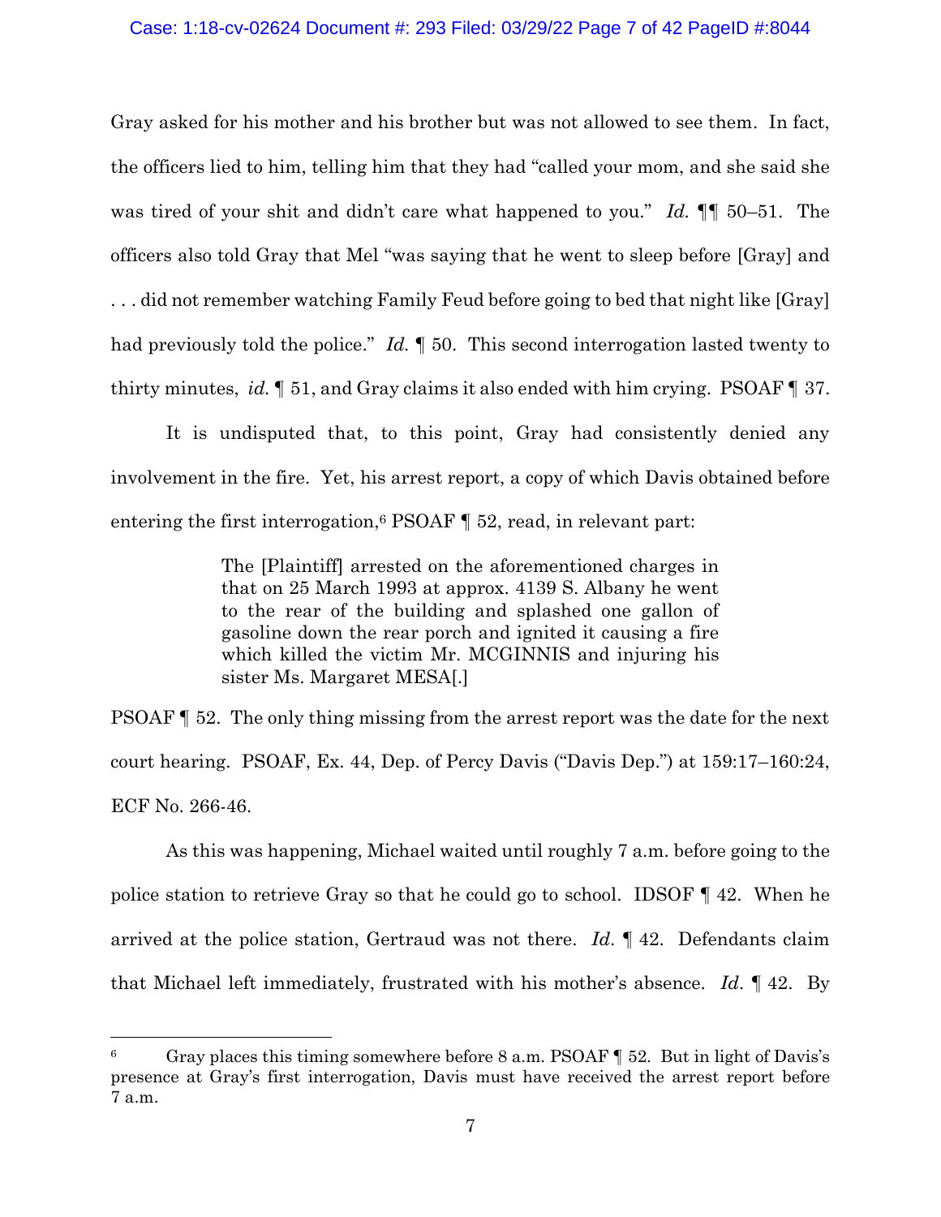Gray asked for his mother and his brother but was not allowed to see them. In fact, the officers lied to him, telling him that they had "called your mom, and she said she was tired of your shit and didn't care what happened to you." *Id.* ¶¶ 50–51. The officers also told Gray that Mel "was saying that he went to sleep before [Gray] and . . . did not remember watching Family Feud before going to bed that night like [Gray] had previously told the police." *Id.* ¶ 50. This second interrogation lasted twenty to thirty minutes, *id.* ¶ 51, and Gray claims it also ended with him crying. PSOAF ¶ 37.

It is undisputed that, to this point, Gray had consistently denied any involvement in the fire. Yet, his arrest report, a copy of which Davis obtained before entering the first interrogation,[6] PSOAF ¶ 52, read, in relevant part:

> The [Plaintiff] arrested on the aforementioned charges in that on 25 March 1993 at approx. 4139 S. Albany he went to the rear of the building and splashed one gallon of gasoline down the rear porch and ignited it causing a fire which killed the victim Mr. MCGINNIS and injuring his sister Ms. Margaret MESA[.]

PSOAF ¶ 52. The only thing missing from the arrest report was the date for the next court hearing. PSOAF, Ex. 44, Dep. of Percy Davis ("Davis Dep.") at 159:17–160:24, ECF No. 266-46.

As this was happening, Michael waited until roughly 7 a.m. before going to the police station to retrieve Gray so that he could go to school. IDSOF ¶ 42. When he arrived at the police station, Gertraud was not there. *Id.* ¶ 42. Defendants claim that Michael left immediately, frustrated with his mother's absence. *Id.* ¶ 42. By

---

[6] Gray places this timing somewhere before 8 a.m. PSOAF ¶ 52. But in light of Davis's presence at Gray's first interrogation, Davis must have received the arrest report before 7 a.m.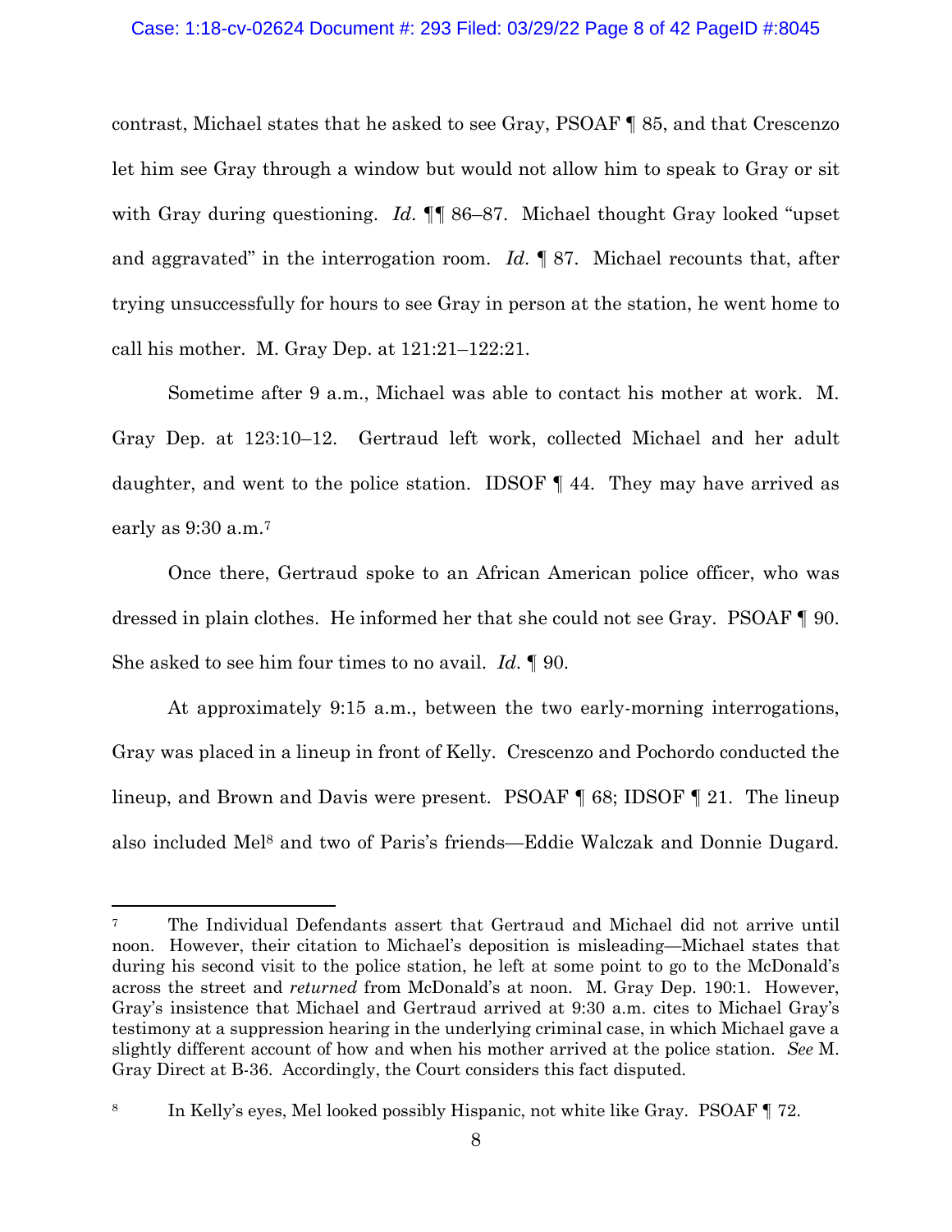contrast, Michael states that he asked to see Gray, PSOAF ¶ 85, and that Crescenzo let him see Gray through a window but would not allow him to speak to Gray or sit with Gray during questioning. *Id.* ¶¶ 86–87. Michael thought Gray looked "upset and aggravated" in the interrogation room. *Id.* ¶ 87. Michael recounts that, after trying unsuccessfully for hours to see Gray in person at the station, he went home to call his mother. M. Gray Dep. at 121:21–122:21.

Sometime after 9 a.m., Michael was able to contact his mother at work. M. Gray Dep. at 123:10–12. Gertraud left work, collected Michael and her adult daughter, and went to the police station. IDSOF ¶ 44. They may have arrived as early as 9:30 a.m.[7]

Once there, Gertraud spoke to an African American police officer, who was dressed in plain clothes. He informed her that she could not see Gray. PSOAF ¶ 90. She asked to see him four times to no avail. *Id.* ¶ 90.

At approximately 9:15 a.m., between the two early-morning interrogations, Gray was placed in a lineup in front of Kelly. Crescenzo and Pochordo conducted the lineup, and Brown and Davis were present. PSOAF ¶ 68; IDSOF ¶ 21. The lineup also included Mel[8] and two of Paris's friends—Eddie Walczak and Donnie Dugard.

---

[7] The Individual Defendants assert that Gertraud and Michael did not arrive until noon. However, their citation to Michael's deposition is misleading—Michael states that during his second visit to the police station, he left at some point to go to the McDonald's across the street and *returned* from McDonald's at noon. M. Gray Dep. 190:1. However, Gray's insistence that Michael and Gertraud arrived at 9:30 a.m. cites to Michael Gray's testimony at a suppression hearing in the underlying criminal case, in which Michael gave a slightly different account of how and when his mother arrived at the police station. *See* M. Gray Direct at B-36. Accordingly, the Court considers this fact disputed.

[8] In Kelly's eyes, Mel looked possibly Hispanic, not white like Gray. PSOAF ¶ 72.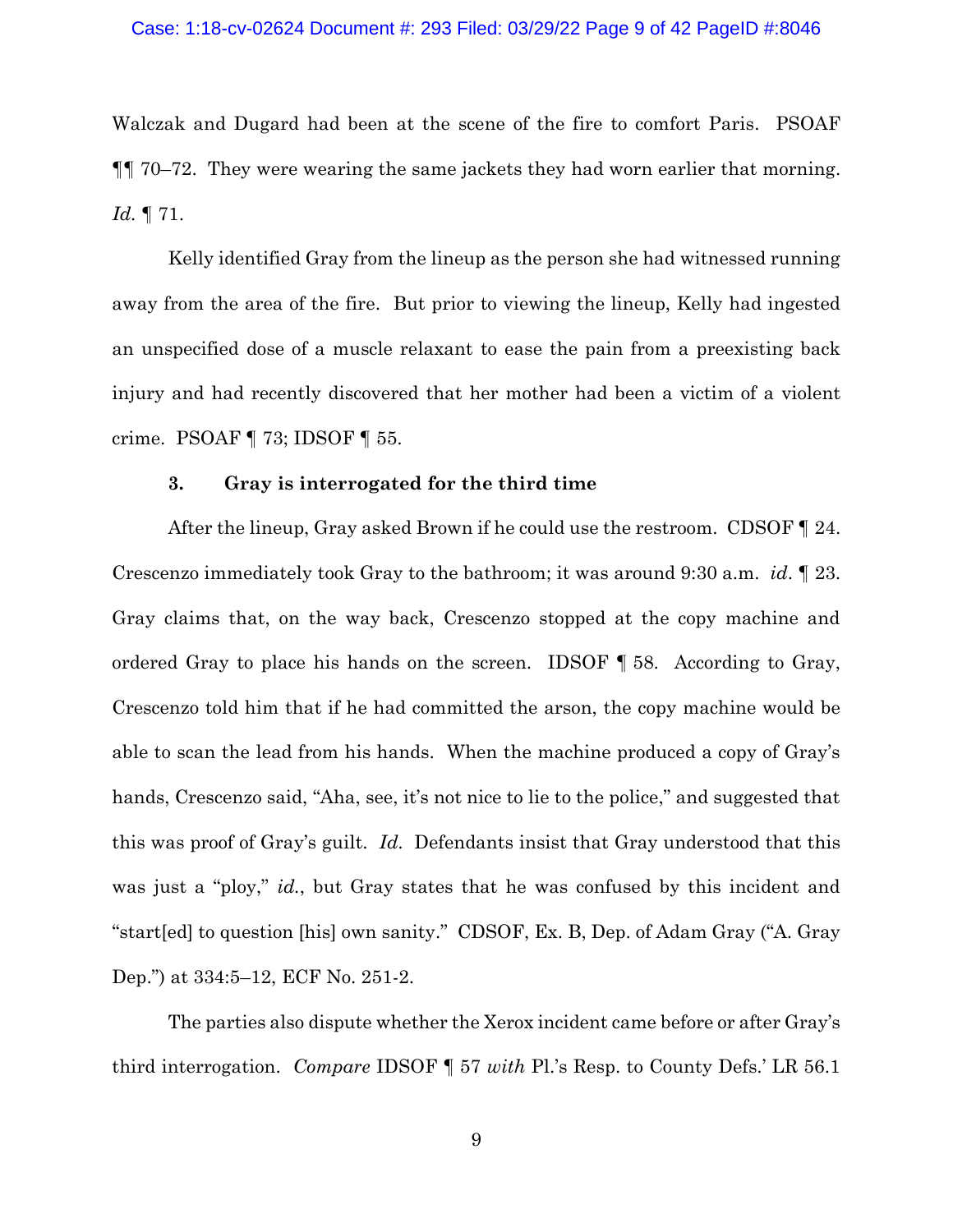Walczak and Dugard had been at the scene of the fire to comfort Paris. PSOAF ¶¶ 70–72. They were wearing the same jackets they had worn earlier that morning. *Id.* ¶ 71.

Kelly identified Gray from the lineup as the person she had witnessed running away from the area of the fire. But prior to viewing the lineup, Kelly had ingested an unspecified dose of a muscle relaxant to ease the pain from a preexisting back injury and had recently discovered that her mother had been a victim of a violent crime. PSOAF ¶ 73; IDSOF ¶ 55.

### 3. Gray is interrogated for the third time

After the lineup, Gray asked Brown if he could use the restroom. CDSOF ¶ 24. Crescenzo immediately took Gray to the bathroom; it was around 9:30 a.m. *id*. ¶ 23. Gray claims that, on the way back, Crescenzo stopped at the copy machine and ordered Gray to place his hands on the screen. IDSOF ¶ 58. According to Gray, Crescenzo told him that if he had committed the arson, the copy machine would be able to scan the lead from his hands. When the machine produced a copy of Gray's hands, Crescenzo said, "Aha, see, it's not nice to lie to the police," and suggested that this was proof of Gray's guilt. *Id.* Defendants insist that Gray understood that this was just a "ploy," *id.*, but Gray states that he was confused by this incident and "start[ed] to question [his] own sanity." CDSOF, Ex. B, Dep. of Adam Gray ("A. Gray Dep.") at 334:5–12, ECF No. 251-2.

The parties also dispute whether the Xerox incident came before or after Gray's third interrogation. *Compare* IDSOF ¶ 57 *with* Pl.'s Resp. to County Defs.' LR 56.1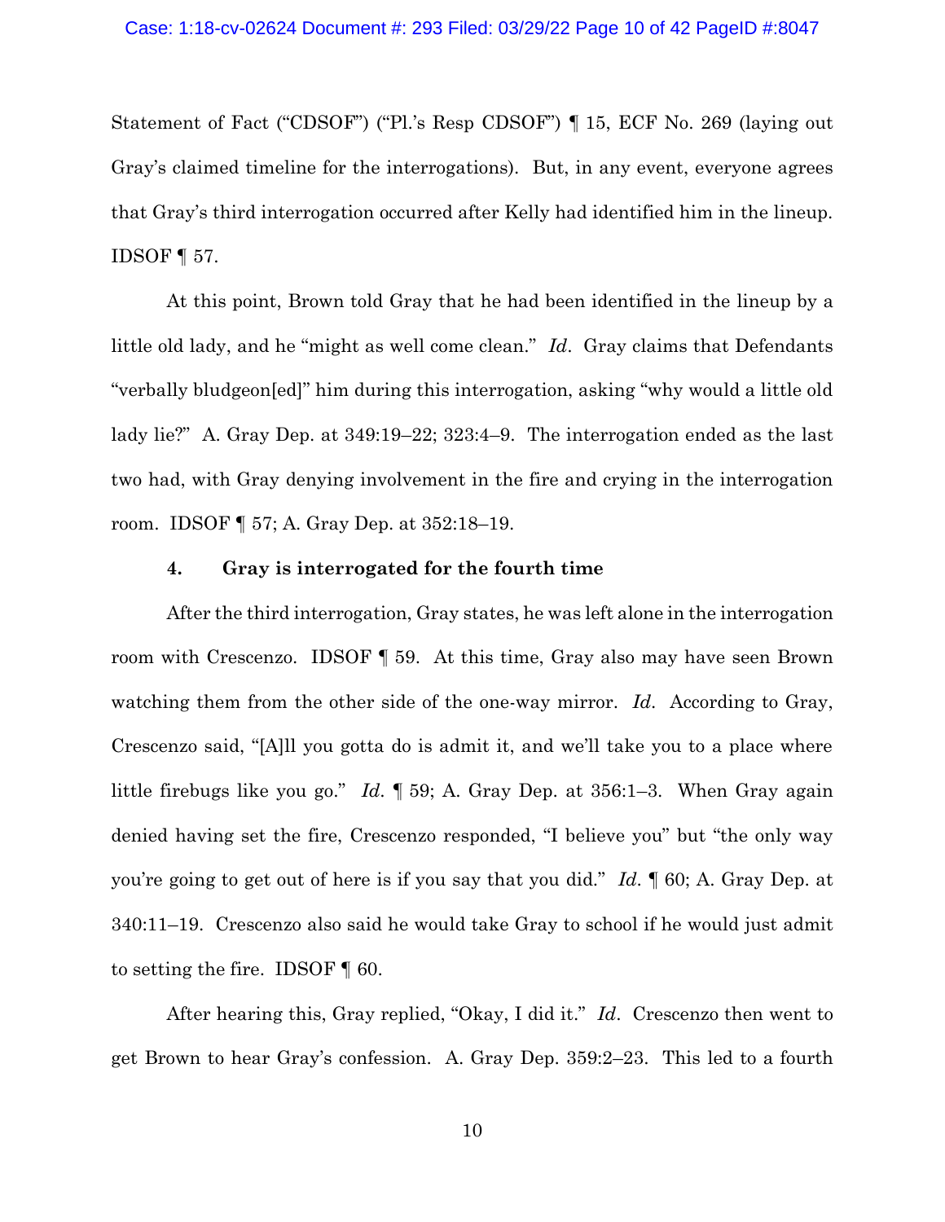Statement of Fact ("CDSOF") ("Pl.'s Resp CDSOF") ¶ 15, ECF No. 269 (laying out Gray's claimed timeline for the interrogations). But, in any event, everyone agrees that Gray's third interrogation occurred after Kelly had identified him in the lineup. IDSOF ¶ 57.

At this point, Brown told Gray that he had been identified in the lineup by a little old lady, and he "might as well come clean." *Id*. Gray claims that Defendants "verbally bludgeon[ed]" him during this interrogation, asking "why would a little old lady lie?" A. Gray Dep. at 349:19–22; 323:4–9. The interrogation ended as the last two had, with Gray denying involvement in the fire and crying in the interrogation room. IDSOF ¶ 57; A. Gray Dep. at 352:18–19.

#### 4. Gray is interrogated for the fourth time

After the third interrogation, Gray states, he was left alone in the interrogation room with Crescenzo. IDSOF ¶ 59. At this time, Gray also may have seen Brown watching them from the other side of the one-way mirror. *Id*. According to Gray, Crescenzo said, "[A]ll you gotta do is admit it, and we'll take you to a place where little firebugs like you go." *Id*. ¶ 59; A. Gray Dep. at 356:1–3. When Gray again denied having set the fire, Crescenzo responded, "I believe you" but "the only way you're going to get out of here is if you say that you did." *Id*. ¶ 60; A. Gray Dep. at 340:11–19. Crescenzo also said he would take Gray to school if he would just admit to setting the fire. IDSOF ¶ 60.

After hearing this, Gray replied, "Okay, I did it." *Id*. Crescenzo then went to get Brown to hear Gray's confession. A. Gray Dep. 359:2–23. This led to a fourth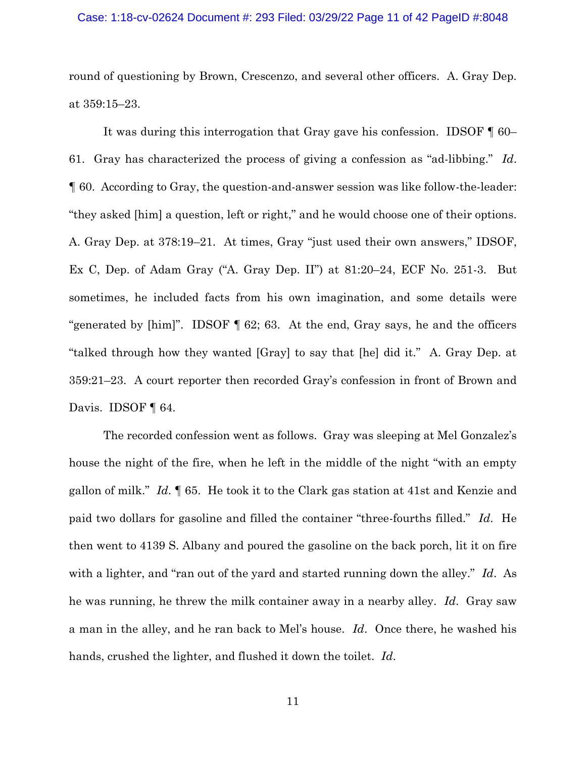round of questioning by Brown, Crescenzo, and several other officers. A. Gray Dep. at 359:15–23.

It was during this interrogation that Gray gave his confession. IDSOF ¶ 60–61. Gray has characterized the process of giving a confession as "ad-libbing." *Id*. ¶ 60. According to Gray, the question-and-answer session was like follow-the-leader: "they asked [him] a question, left or right," and he would choose one of their options. A. Gray Dep. at 378:19–21. At times, Gray "just used their own answers," IDSOF, Ex C, Dep. of Adam Gray ("A. Gray Dep. II") at 81:20–24, ECF No. 251-3. But sometimes, he included facts from his own imagination, and some details were "generated by [him]". IDSOF ¶ 62; 63. At the end, Gray says, he and the officers "talked through how they wanted [Gray] to say that [he] did it." A. Gray Dep. at 359:21–23. A court reporter then recorded Gray's confession in front of Brown and Davis. IDSOF ¶ 64.

The recorded confession went as follows. Gray was sleeping at Mel Gonzalez's house the night of the fire, when he left in the middle of the night "with an empty gallon of milk." *Id*. ¶ 65. He took it to the Clark gas station at 41st and Kenzie and paid two dollars for gasoline and filled the container "three-fourths filled." *Id*. He then went to 4139 S. Albany and poured the gasoline on the back porch, lit it on fire with a lighter, and "ran out of the yard and started running down the alley." *Id*. As he was running, he threw the milk container away in a nearby alley. *Id*. Gray saw a man in the alley, and he ran back to Mel's house. *Id*. Once there, he washed his hands, crushed the lighter, and flushed it down the toilet. *Id*.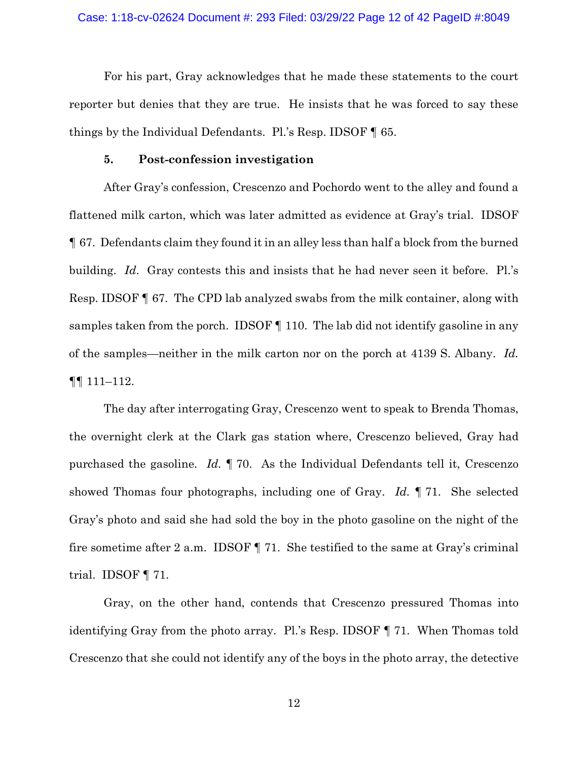For his part, Gray acknowledges that he made these statements to the court reporter but denies that they are true. He insists that he was forced to say these things by the Individual Defendants. Pl.'s Resp. IDSOF ¶ 65.

### 5. Post-confession investigation

After Gray's confession, Crescenzo and Pochordo went to the alley and found a flattened milk carton, which was later admitted as evidence at Gray's trial. IDSOF ¶ 67. Defendants claim they found it in an alley less than half a block from the burned building. *Id*. Gray contests this and insists that he had never seen it before. Pl.'s Resp. IDSOF ¶ 67. The CPD lab analyzed swabs from the milk container, along with samples taken from the porch. IDSOF ¶ 110. The lab did not identify gasoline in any of the samples—neither in the milk carton nor on the porch at 4139 S. Albany. *Id.* ¶¶ 111–112.

The day after interrogating Gray, Crescenzo went to speak to Brenda Thomas, the overnight clerk at the Clark gas station where, Crescenzo believed, Gray had purchased the gasoline. *Id.* ¶ 70. As the Individual Defendants tell it, Crescenzo showed Thomas four photographs, including one of Gray. *Id.* ¶ 71. She selected Gray's photo and said she had sold the boy in the photo gasoline on the night of the fire sometime after 2 a.m. IDSOF ¶ 71. She testified to the same at Gray's criminal trial. IDSOF ¶ 71.

Gray, on the other hand, contends that Crescenzo pressured Thomas into identifying Gray from the photo array. Pl.'s Resp. IDSOF ¶ 71. When Thomas told Crescenzo that she could not identify any of the boys in the photo array, the detective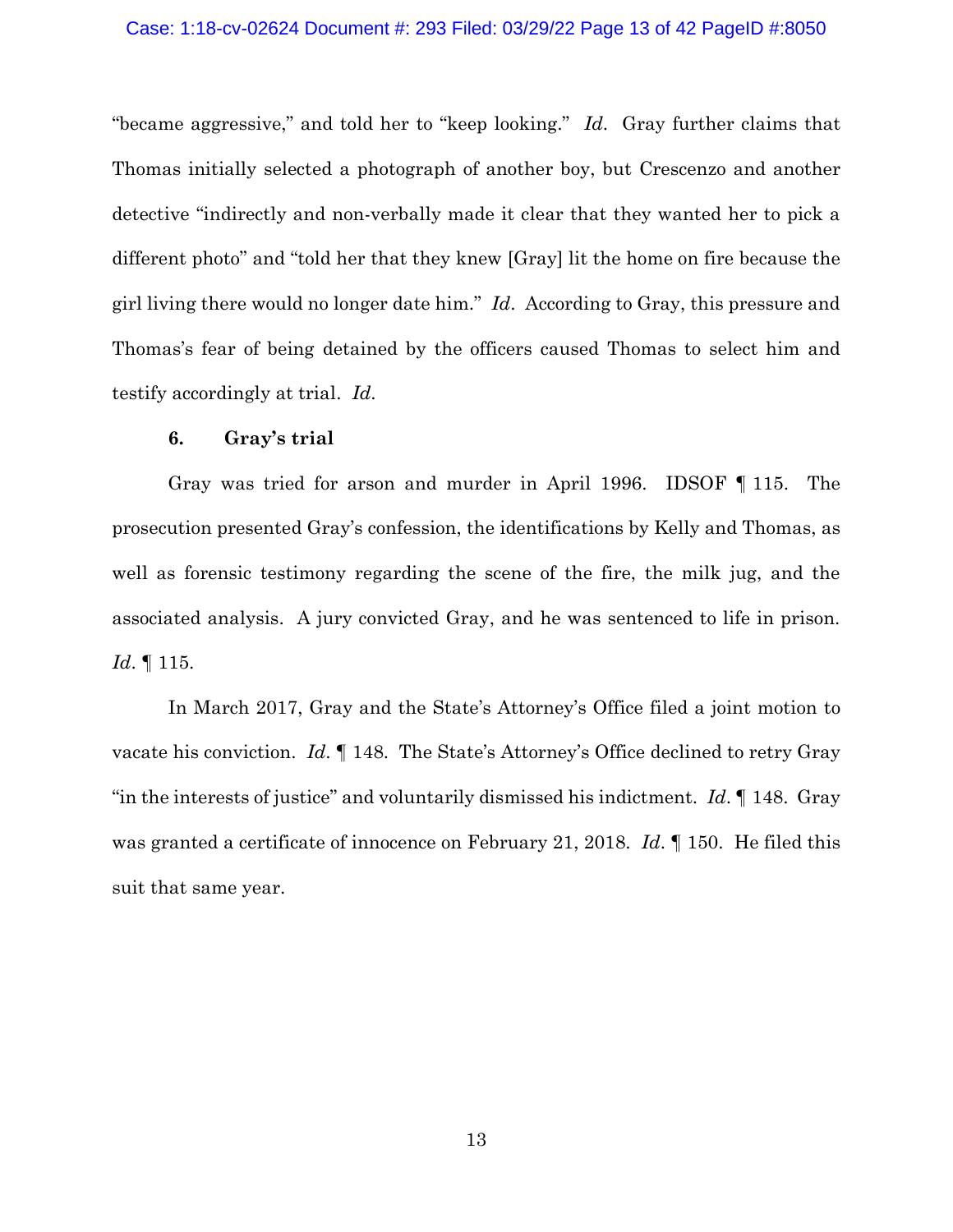"became aggressive," and told her to "keep looking." *Id*. Gray further claims that Thomas initially selected a photograph of another boy, but Crescenzo and another detective "indirectly and non-verbally made it clear that they wanted her to pick a different photo" and "told her that they knew [Gray] lit the home on fire because the girl living there would no longer date him." *Id*. According to Gray, this pressure and Thomas's fear of being detained by the officers caused Thomas to select him and testify accordingly at trial. *Id*.

#### 6. Gray's trial

Gray was tried for arson and murder in April 1996. IDSOF ¶ 115. The prosecution presented Gray's confession, the identifications by Kelly and Thomas, as well as forensic testimony regarding the scene of the fire, the milk jug, and the associated analysis. A jury convicted Gray, and he was sentenced to life in prison. *Id*. ¶ 115.

In March 2017, Gray and the State's Attorney's Office filed a joint motion to vacate his conviction. *Id*. ¶ 148. The State's Attorney's Office declined to retry Gray "in the interests of justice" and voluntarily dismissed his indictment. *Id*. ¶ 148. Gray was granted a certificate of innocence on February 21, 2018. *Id*. ¶ 150. He filed this suit that same year.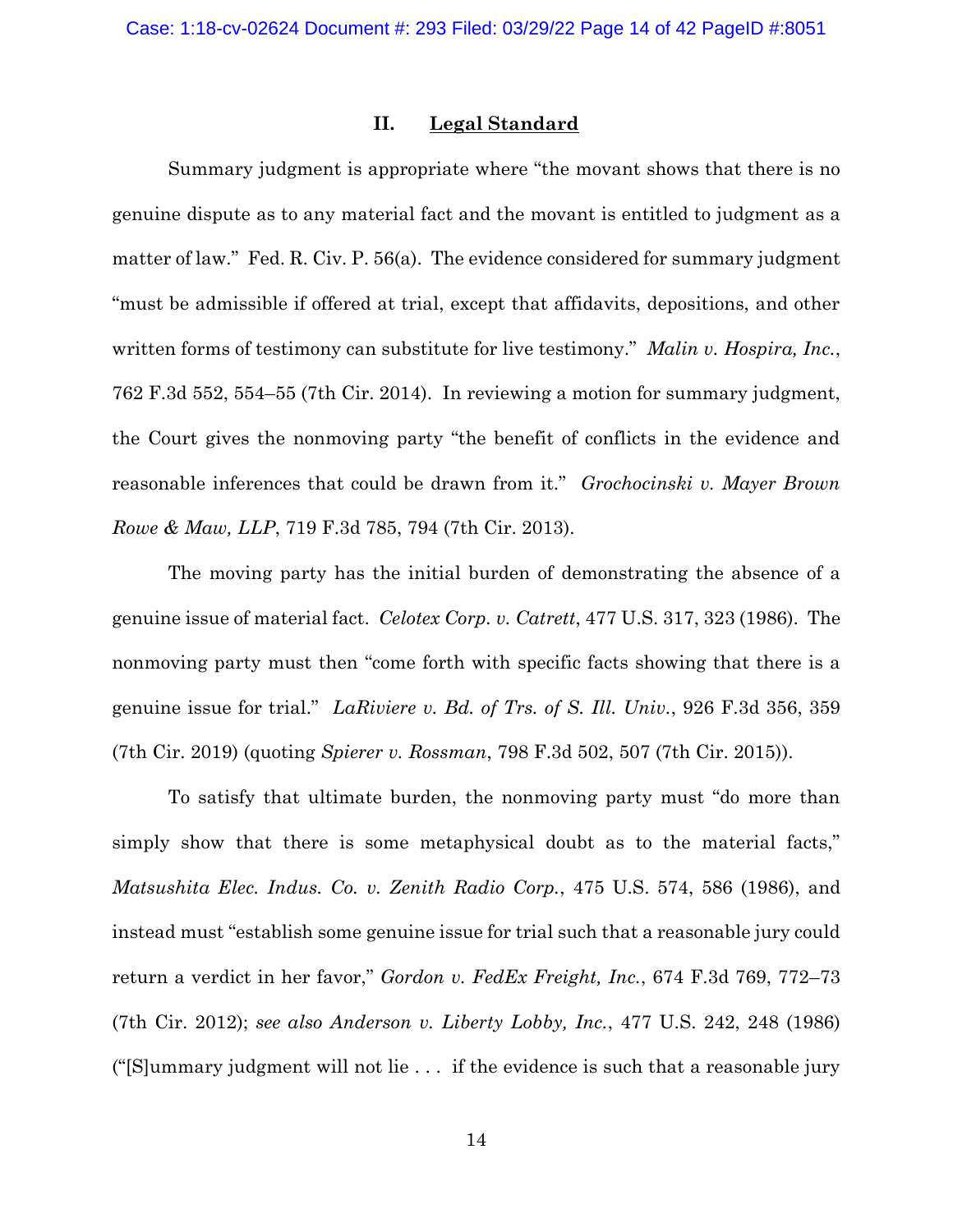## II. Legal Standard

Summary judgment is appropriate where "the movant shows that there is no genuine dispute as to any material fact and the movant is entitled to judgment as a matter of law." Fed. R. Civ. P. 56(a). The evidence considered for summary judgment "must be admissible if offered at trial, except that affidavits, depositions, and other written forms of testimony can substitute for live testimony." *Malin v. Hospira, Inc.*, 762 F.3d 552, 554–55 (7th Cir. 2014). In reviewing a motion for summary judgment, the Court gives the nonmoving party "the benefit of conflicts in the evidence and reasonable inferences that could be drawn from it." *Grochocinski v. Mayer Brown Rowe & Maw, LLP*, 719 F.3d 785, 794 (7th Cir. 2013).

The moving party has the initial burden of demonstrating the absence of a genuine issue of material fact. *Celotex Corp. v. Catrett*, 477 U.S. 317, 323 (1986). The nonmoving party must then "come forth with specific facts showing that there is a genuine issue for trial." *LaRiviere v. Bd. of Trs. of S. Ill. Univ.*, 926 F.3d 356, 359 (7th Cir. 2019) (quoting *Spierer v. Rossman*, 798 F.3d 502, 507 (7th Cir. 2015)).

To satisfy that ultimate burden, the nonmoving party must "do more than simply show that there is some metaphysical doubt as to the material facts," *Matsushita Elec. Indus. Co. v. Zenith Radio Corp.*, 475 U.S. 574, 586 (1986), and instead must "establish some genuine issue for trial such that a reasonable jury could return a verdict in her favor," *Gordon v. FedEx Freight, Inc.*, 674 F.3d 769, 772–73 (7th Cir. 2012); *see also Anderson v. Liberty Lobby, Inc.*, 477 U.S. 242, 248 (1986) ("[S]ummary judgment will not lie . . . if the evidence is such that a reasonable jury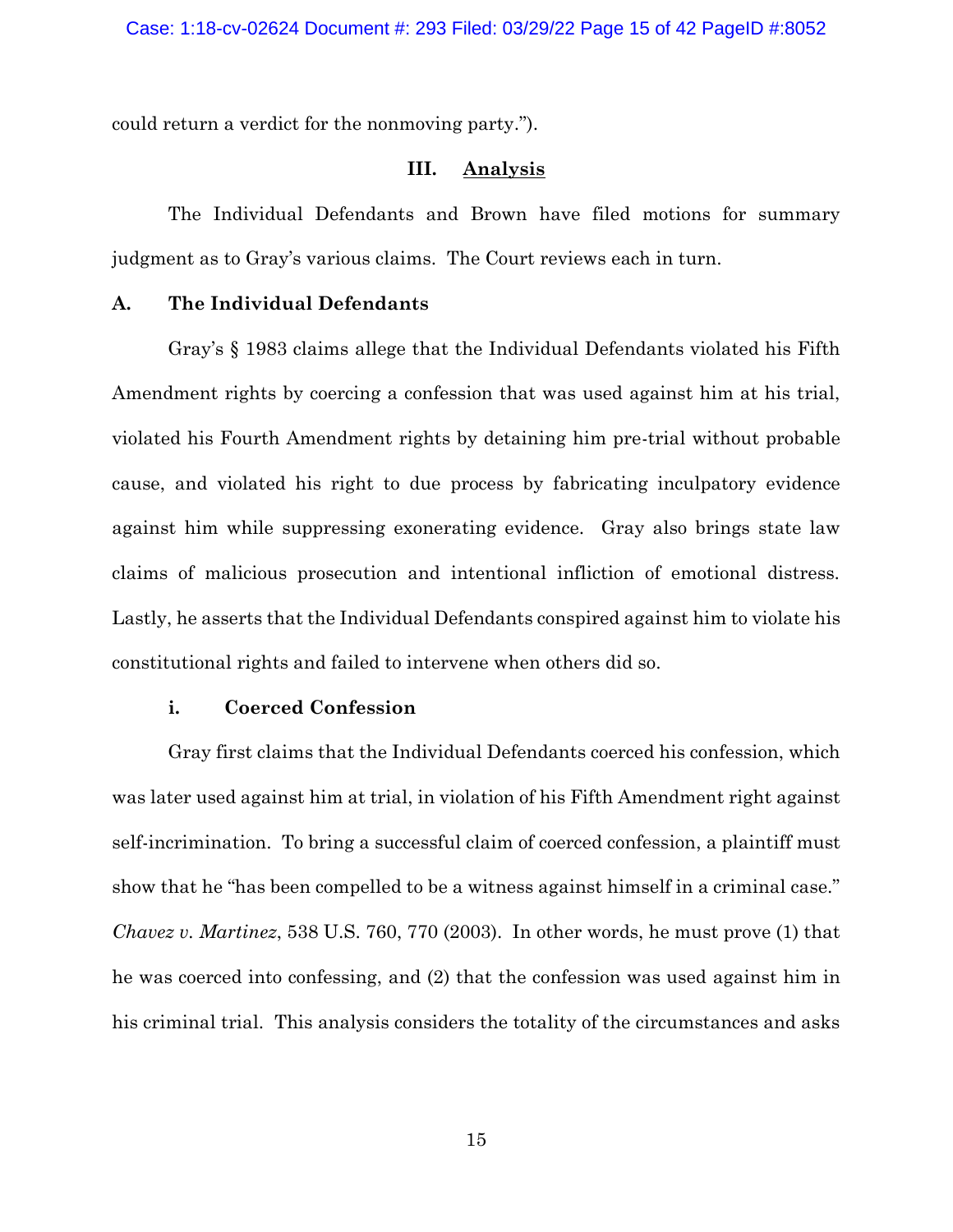could return a verdict for the nonmoving party.").

## III. Analysis

The Individual Defendants and Brown have filed motions for summary judgment as to Gray's various claims. The Court reviews each in turn.

### A. The Individual Defendants

Gray's § 1983 claims allege that the Individual Defendants violated his Fifth Amendment rights by coercing a confession that was used against him at his trial, violated his Fourth Amendment rights by detaining him pre-trial without probable cause, and violated his right to due process by fabricating inculpatory evidence against him while suppressing exonerating evidence. Gray also brings state law claims of malicious prosecution and intentional infliction of emotional distress. Lastly, he asserts that the Individual Defendants conspired against him to violate his constitutional rights and failed to intervene when others did so.

#### i. Coerced Confession

Gray first claims that the Individual Defendants coerced his confession, which was later used against him at trial, in violation of his Fifth Amendment right against self-incrimination. To bring a successful claim of coerced confession, a plaintiff must show that he "has been compelled to be a witness against himself in a criminal case." *Chavez v. Martinez*, 538 U.S. 760, 770 (2003). In other words, he must prove (1) that he was coerced into confessing, and (2) that the confession was used against him in his criminal trial. This analysis considers the totality of the circumstances and asks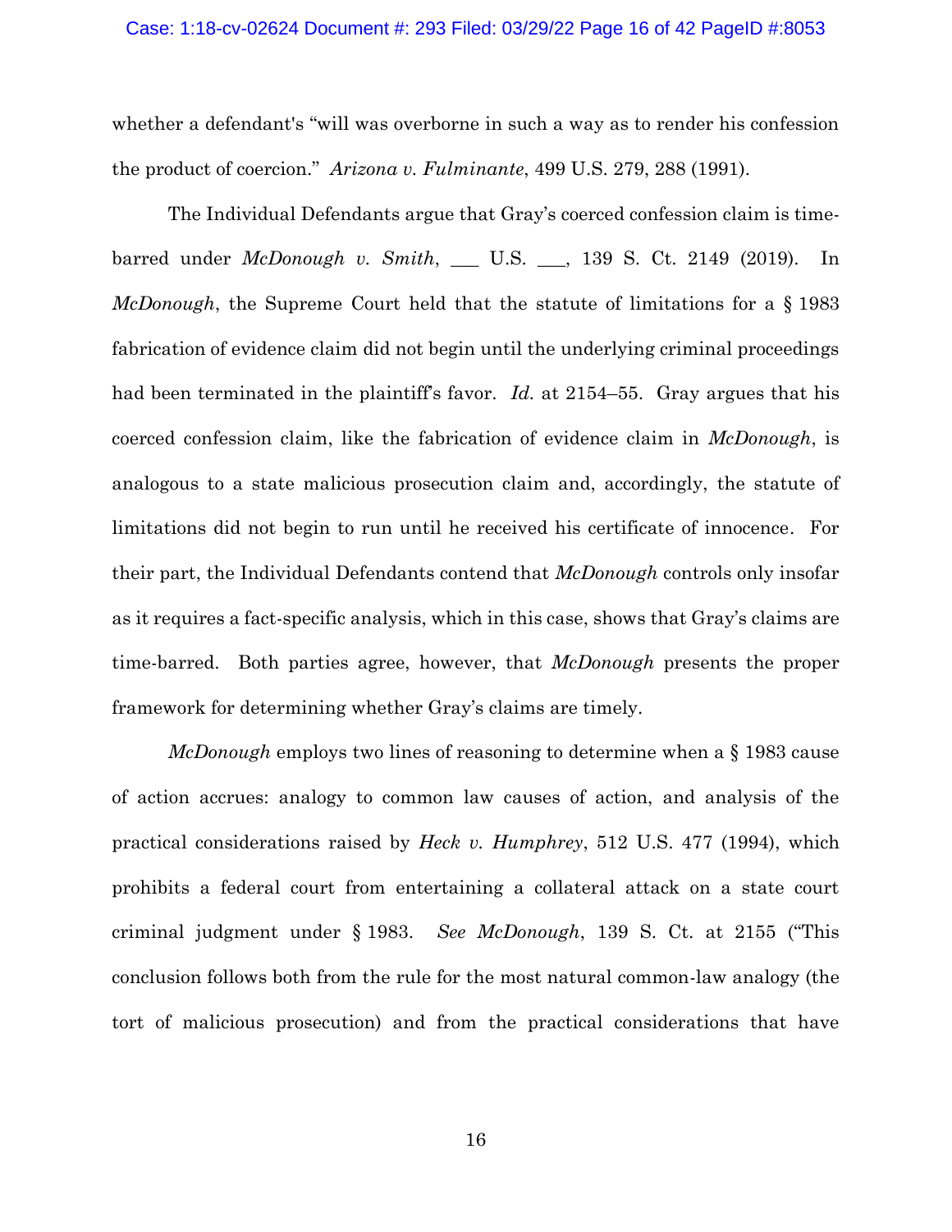whether a defendant's "will was overborne in such a way as to render his confession the product of coercion." *Arizona v. Fulminante*, 499 U.S. 279, 288 (1991).

The Individual Defendants argue that Gray's coerced confession claim is time-barred under *McDonough v. Smith*, ___ U.S. ___, 139 S. Ct. 2149 (2019). In *McDonough*, the Supreme Court held that the statute of limitations for a § 1983 fabrication of evidence claim did not begin until the underlying criminal proceedings had been terminated in the plaintiff's favor. *Id.* at 2154–55. Gray argues that his coerced confession claim, like the fabrication of evidence claim in *McDonough*, is analogous to a state malicious prosecution claim and, accordingly, the statute of limitations did not begin to run until he received his certificate of innocence. For their part, the Individual Defendants contend that *McDonough* controls only insofar as it requires a fact-specific analysis, which in this case, shows that Gray's claims are time-barred. Both parties agree, however, that *McDonough* presents the proper framework for determining whether Gray's claims are timely.

*McDonough* employs two lines of reasoning to determine when a § 1983 cause of action accrues: analogy to common law causes of action, and analysis of the practical considerations raised by *Heck v. Humphrey*, 512 U.S. 477 (1994), which prohibits a federal court from entertaining a collateral attack on a state court criminal judgment under § 1983. *See McDonough*, 139 S. Ct. at 2155 ("This conclusion follows both from the rule for the most natural common-law analogy (the tort of malicious prosecution) and from the practical considerations that have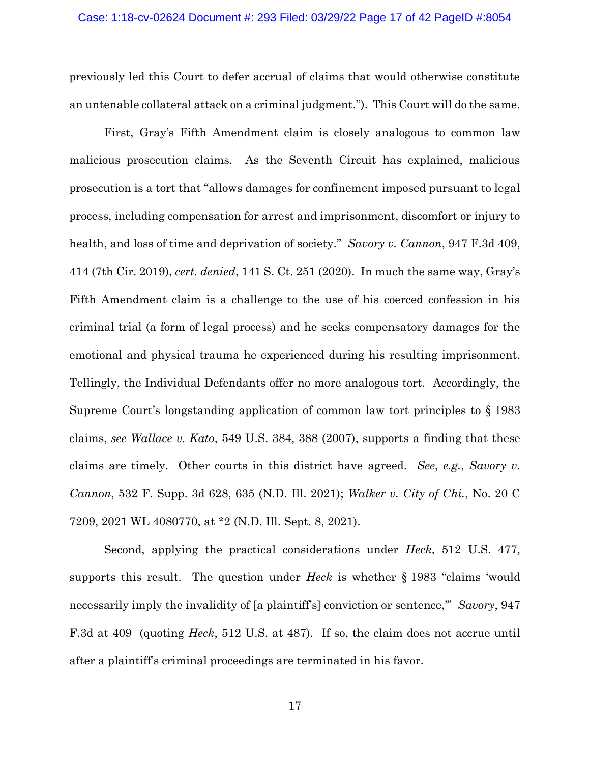previously led this Court to defer accrual of claims that would otherwise constitute an untenable collateral attack on a criminal judgment."). This Court will do the same.

First, Gray's Fifth Amendment claim is closely analogous to common law malicious prosecution claims. As the Seventh Circuit has explained, malicious prosecution is a tort that "allows damages for confinement imposed pursuant to legal process, including compensation for arrest and imprisonment, discomfort or injury to health, and loss of time and deprivation of society." *Savory v. Cannon*, 947 F.3d 409, 414 (7th Cir. 2019), *cert. denied*, 141 S. Ct. 251 (2020). In much the same way, Gray's Fifth Amendment claim is a challenge to the use of his coerced confession in his criminal trial (a form of legal process) and he seeks compensatory damages for the emotional and physical trauma he experienced during his resulting imprisonment. Tellingly, the Individual Defendants offer no more analogous tort. Accordingly, the Supreme Court's longstanding application of common law tort principles to § 1983 claims, *see Wallace v. Kato*, 549 U.S. 384, 388 (2007), supports a finding that these claims are timely. Other courts in this district have agreed. *See*, *e.g.*, *Savory v. Cannon*, 532 F. Supp. 3d 628, 635 (N.D. Ill. 2021); *Walker v. City of Chi.*, No. 20 C 7209, 2021 WL 4080770, at *2 (N.D. Ill. Sept. 8, 2021).

Second, applying the practical considerations under *Heck*, 512 U.S. 477, supports this result. The question under *Heck* is whether § 1983 "claims 'would necessarily imply the invalidity of [a plaintiff's] conviction or sentence,'" *Savory*, 947 F.3d at 409 (quoting *Heck*, 512 U.S. at 487). If so, the claim does not accrue until after a plaintiff's criminal proceedings are terminated in his favor.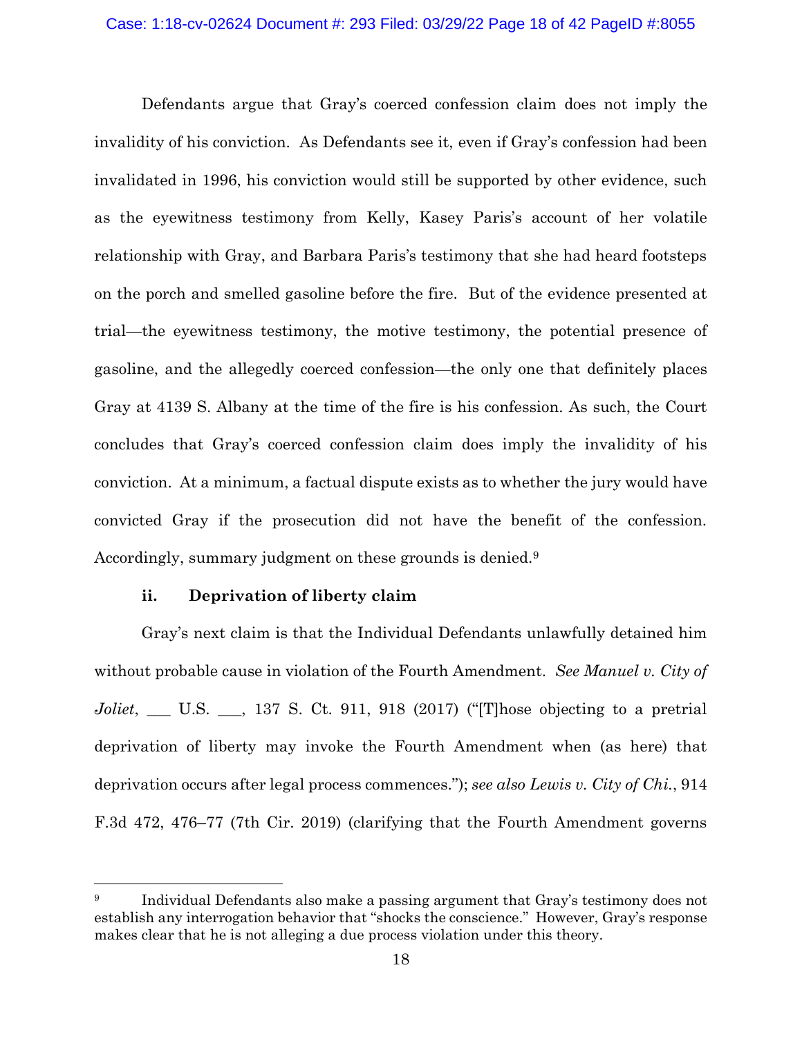Defendants argue that Gray's coerced confession claim does not imply the invalidity of his conviction. As Defendants see it, even if Gray's confession had been invalidated in 1996, his conviction would still be supported by other evidence, such as the eyewitness testimony from Kelly, Kasey Paris's account of her volatile relationship with Gray, and Barbara Paris's testimony that she had heard footsteps on the porch and smelled gasoline before the fire. But of the evidence presented at trial—the eyewitness testimony, the motive testimony, the potential presence of gasoline, and the allegedly coerced confession—the only one that definitely places Gray at 4139 S. Albany at the time of the fire is his confession. As such, the Court concludes that Gray's coerced confession claim does imply the invalidity of his conviction. At a minimum, a factual dispute exists as to whether the jury would have convicted Gray if the prosecution did not have the benefit of the confession. Accordingly, summary judgment on these grounds is denied.[9]

**ii. Deprivation of liberty claim**

Gray's next claim is that the Individual Defendants unlawfully detained him without probable cause in violation of the Fourth Amendment. *See Manuel v. City of Joliet*, ___ U.S. ___, 137 S. Ct. 911, 918 (2017) ("[T]hose objecting to a pretrial deprivation of liberty may invoke the Fourth Amendment when (as here) that deprivation occurs after legal process commences."); *see also Lewis v. City of Chi.*, 914 F.3d 472, 476–77 (7th Cir. 2019) (clarifying that the Fourth Amendment governs

---

[9] Individual Defendants also make a passing argument that Gray's testimony does not establish any interrogation behavior that "shocks the conscience." However, Gray's response makes clear that he is not alleging a due process violation under this theory.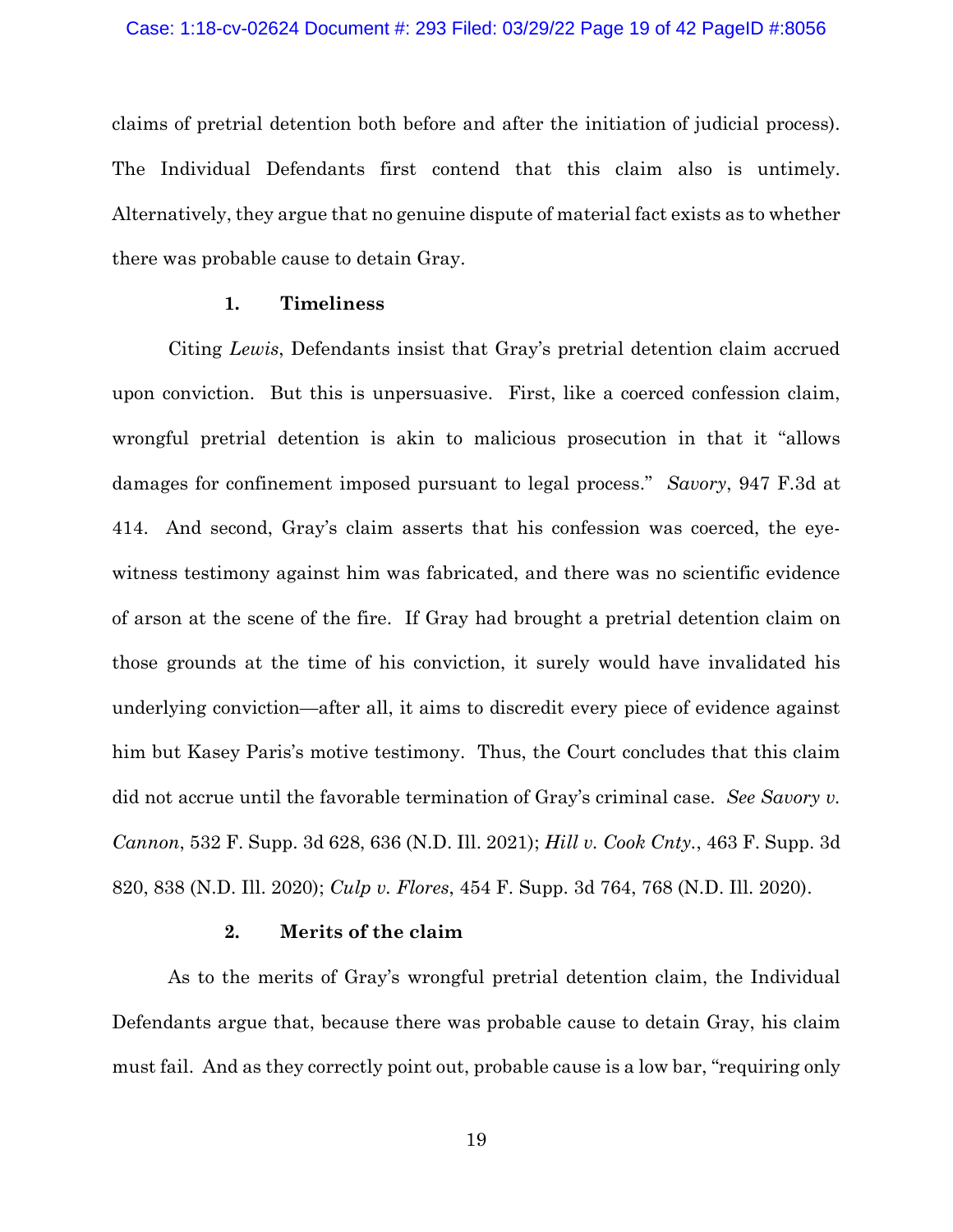claims of pretrial detention both before and after the initiation of judicial process). The Individual Defendants first contend that this claim also is untimely. Alternatively, they argue that no genuine dispute of material fact exists as to whether there was probable cause to detain Gray.

#### 1. Timeliness

Citing *Lewis*, Defendants insist that Gray's pretrial detention claim accrued upon conviction. But this is unpersuasive. First, like a coerced confession claim, wrongful pretrial detention is akin to malicious prosecution in that it "allows damages for confinement imposed pursuant to legal process." *Savory*, 947 F.3d at 414. And second, Gray's claim asserts that his confession was coerced, the eyewitness testimony against him was fabricated, and there was no scientific evidence of arson at the scene of the fire. If Gray had brought a pretrial detention claim on those grounds at the time of his conviction, it surely would have invalidated his underlying conviction—after all, it aims to discredit every piece of evidence against him but Kasey Paris's motive testimony. Thus, the Court concludes that this claim did not accrue until the favorable termination of Gray's criminal case. *See Savory v. Cannon*, 532 F. Supp. 3d 628, 636 (N.D. Ill. 2021); *Hill v. Cook Cnty.*, 463 F. Supp. 3d 820, 838 (N.D. Ill. 2020); *Culp v. Flores*, 454 F. Supp. 3d 764, 768 (N.D. Ill. 2020).

#### 2. Merits of the claim

As to the merits of Gray's wrongful pretrial detention claim, the Individual Defendants argue that, because there was probable cause to detain Gray, his claim must fail. And as they correctly point out, probable cause is a low bar, "requiring only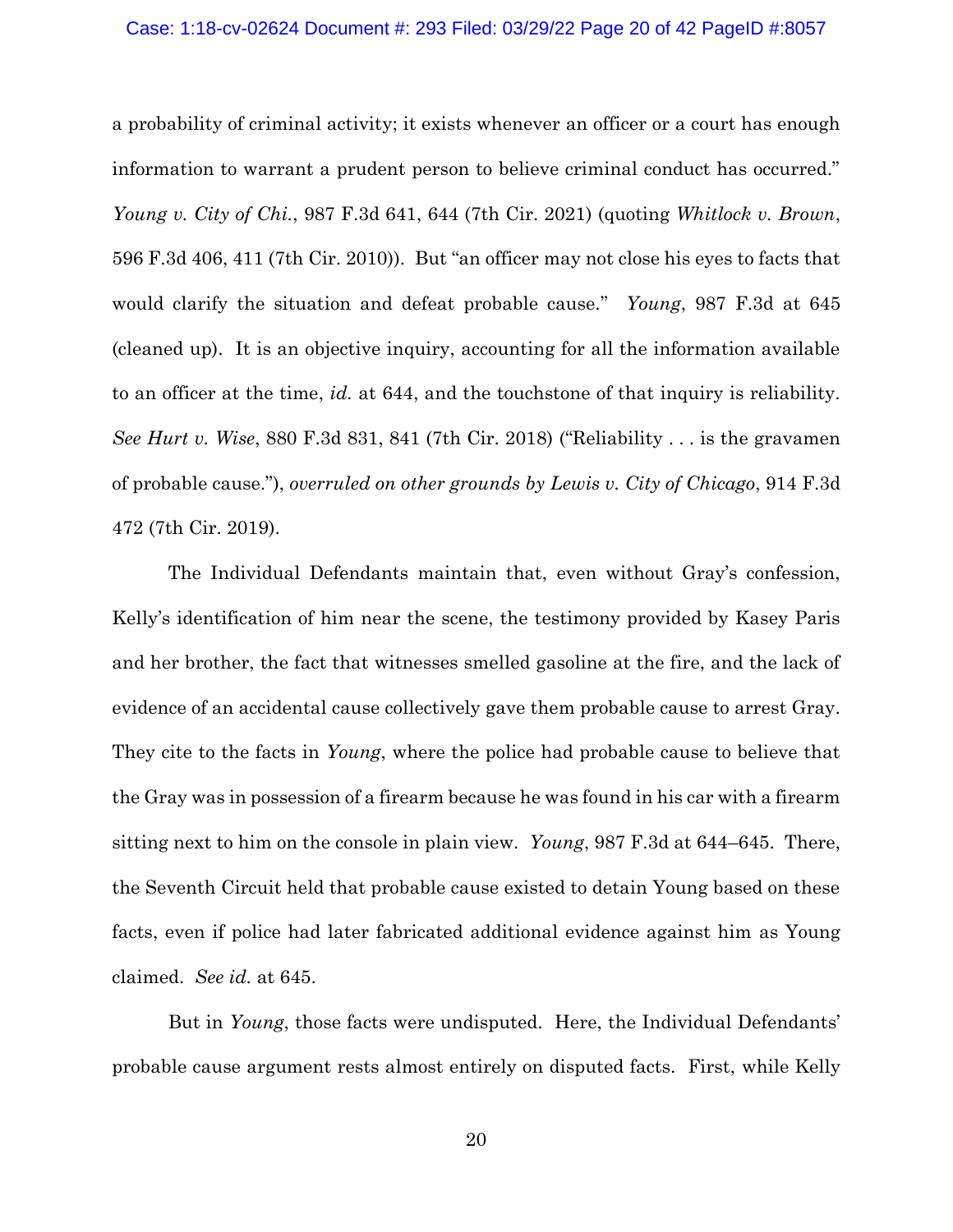a probability of criminal activity; it exists whenever an officer or a court has enough information to warrant a prudent person to believe criminal conduct has occurred." *Young v. City of Chi.*, 987 F.3d 641, 644 (7th Cir. 2021) (quoting *Whitlock v. Brown*, 596 F.3d 406, 411 (7th Cir. 2010)). But "an officer may not close his eyes to facts that would clarify the situation and defeat probable cause." *Young*, 987 F.3d at 645 (cleaned up). It is an objective inquiry, accounting for all the information available to an officer at the time, *id.* at 644, and the touchstone of that inquiry is reliability. *See Hurt v. Wise*, 880 F.3d 831, 841 (7th Cir. 2018) ("Reliability . . . is the gravamen of probable cause."), *overruled on other grounds by Lewis v. City of Chicago*, 914 F.3d 472 (7th Cir. 2019).

The Individual Defendants maintain that, even without Gray's confession, Kelly's identification of him near the scene, the testimony provided by Kasey Paris and her brother, the fact that witnesses smelled gasoline at the fire, and the lack of evidence of an accidental cause collectively gave them probable cause to arrest Gray. They cite to the facts in *Young*, where the police had probable cause to believe that the Gray was in possession of a firearm because he was found in his car with a firearm sitting next to him on the console in plain view. *Young*, 987 F.3d at 644–645. There, the Seventh Circuit held that probable cause existed to detain Young based on these facts, even if police had later fabricated additional evidence against him as Young claimed. *See id.* at 645.

But in *Young*, those facts were undisputed. Here, the Individual Defendants' probable cause argument rests almost entirely on disputed facts. First, while Kelly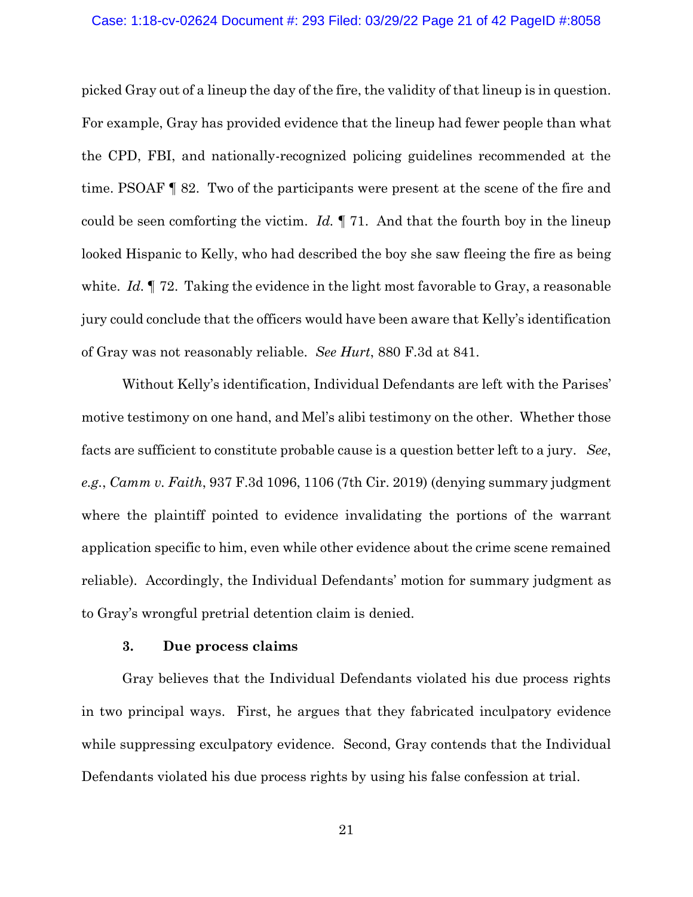picked Gray out of a lineup the day of the fire, the validity of that lineup is in question. For example, Gray has provided evidence that the lineup had fewer people than what the CPD, FBI, and nationally-recognized policing guidelines recommended at the time. PSOAF ¶ 82. Two of the participants were present at the scene of the fire and could be seen comforting the victim. *Id.* ¶ 71. And that the fourth boy in the lineup looked Hispanic to Kelly, who had described the boy she saw fleeing the fire as being white. *Id.* ¶ 72. Taking the evidence in the light most favorable to Gray, a reasonable jury could conclude that the officers would have been aware that Kelly's identification of Gray was not reasonably reliable. *See Hurt*, 880 F.3d at 841.

Without Kelly's identification, Individual Defendants are left with the Parises' motive testimony on one hand, and Mel's alibi testimony on the other. Whether those facts are sufficient to constitute probable cause is a question better left to a jury. *See*, *e.g.*, *Camm v. Faith*, 937 F.3d 1096, 1106 (7th Cir. 2019) (denying summary judgment where the plaintiff pointed to evidence invalidating the portions of the warrant application specific to him, even while other evidence about the crime scene remained reliable). Accordingly, the Individual Defendants' motion for summary judgment as to Gray's wrongful pretrial detention claim is denied.

### 3. Due process claims

Gray believes that the Individual Defendants violated his due process rights in two principal ways. First, he argues that they fabricated inculpatory evidence while suppressing exculpatory evidence. Second, Gray contends that the Individual Defendants violated his due process rights by using his false confession at trial.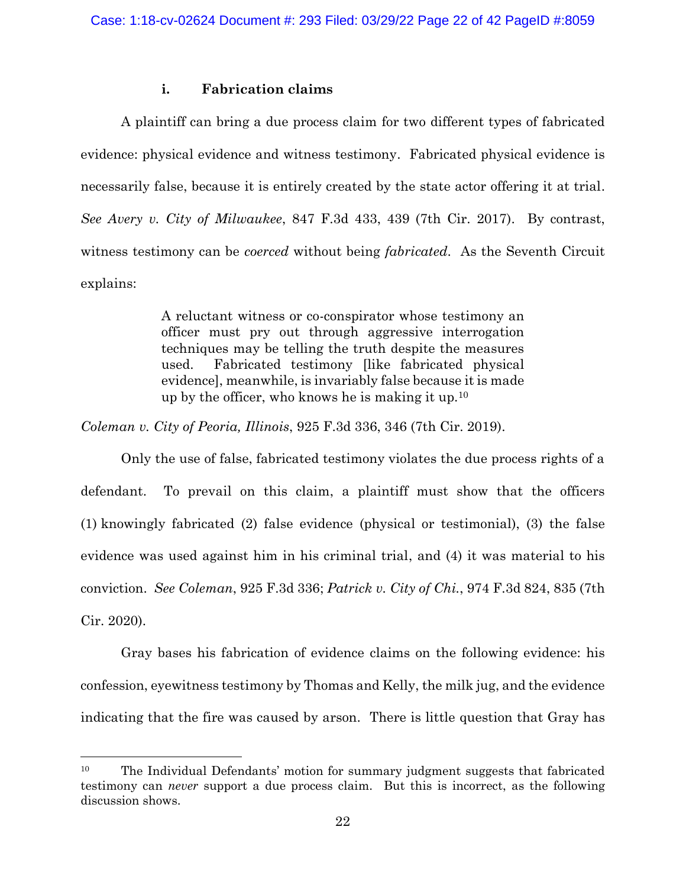### i. Fabrication claims

A plaintiff can bring a due process claim for two different types of fabricated evidence: physical evidence and witness testimony. Fabricated physical evidence is necessarily false, because it is entirely created by the state actor offering it at trial. *See Avery v. City of Milwaukee*, 847 F.3d 433, 439 (7th Cir. 2017). By contrast, witness testimony can be *coerced* without being *fabricated*. As the Seventh Circuit explains:

> A reluctant witness or co-conspirator whose testimony an officer must pry out through aggressive interrogation techniques may be telling the truth despite the measures used. Fabricated testimony [like fabricated physical evidence], meanwhile, is invariably false because it is made up by the officer, who knows he is making it up.[10]

*Coleman v. City of Peoria, Illinois*, 925 F.3d 336, 346 (7th Cir. 2019).

Only the use of false, fabricated testimony violates the due process rights of a defendant. To prevail on this claim, a plaintiff must show that the officers (1) knowingly fabricated (2) false evidence (physical or testimonial), (3) the false evidence was used against him in his criminal trial, and (4) it was material to his conviction. *See Coleman*, 925 F.3d 336; *Patrick v. City of Chi.*, 974 F.3d 824, 835 (7th Cir. 2020).

Gray bases his fabrication of evidence claims on the following evidence: his confession, eyewitness testimony by Thomas and Kelly, the milk jug, and the evidence indicating that the fire was caused by arson. There is little question that Gray has

---

[10] The Individual Defendants' motion for summary judgment suggests that fabricated testimony can *never* support a due process claim. But this is incorrect, as the following discussion shows.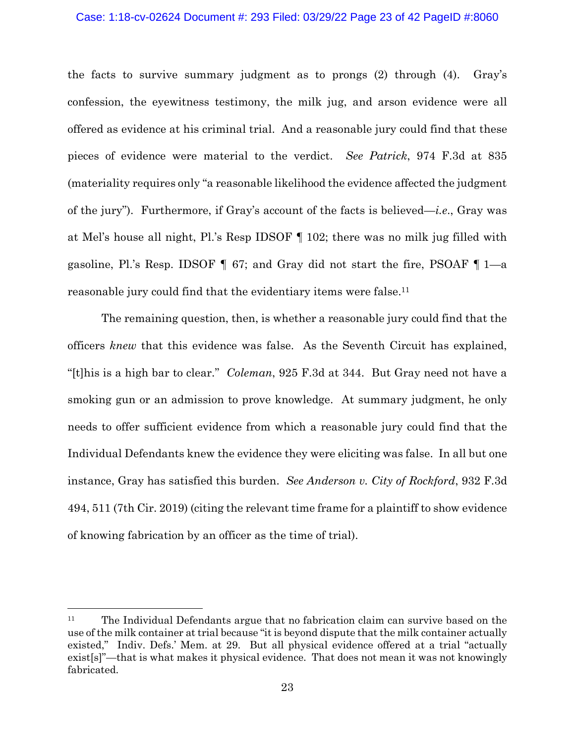the facts to survive summary judgment as to prongs (2) through (4). Gray's confession, the eyewitness testimony, the milk jug, and arson evidence were all offered as evidence at his criminal trial. And a reasonable jury could find that these pieces of evidence were material to the verdict. *See Patrick*, 974 F.3d at 835 (materiality requires only "a reasonable likelihood the evidence affected the judgment of the jury"). Furthermore, if Gray's account of the facts is believed—*i.e.*, Gray was at Mel's house all night, Pl.'s Resp IDSOF ¶ 102; there was no milk jug filled with gasoline, Pl.'s Resp. IDSOF ¶ 67; and Gray did not start the fire, PSOAF ¶ 1—a reasonable jury could find that the evidentiary items were false.[11]

The remaining question, then, is whether a reasonable jury could find that the officers *knew* that this evidence was false. As the Seventh Circuit has explained, "[t]his is a high bar to clear." *Coleman*, 925 F.3d at 344. But Gray need not have a smoking gun or an admission to prove knowledge. At summary judgment, he only needs to offer sufficient evidence from which a reasonable jury could find that the Individual Defendants knew the evidence they were eliciting was false. In all but one instance, Gray has satisfied this burden. *See Anderson v. City of Rockford*, 932 F.3d 494, 511 (7th Cir. 2019) (citing the relevant time frame for a plaintiff to show evidence of knowing fabrication by an officer as the time of trial).

---

[11] The Individual Defendants argue that no fabrication claim can survive based on the use of the milk container at trial because "it is beyond dispute that the milk container actually existed," Indiv. Defs.' Mem. at 29. But all physical evidence offered at a trial "actually exist[s]"—that is what makes it physical evidence. That does not mean it was not knowingly fabricated.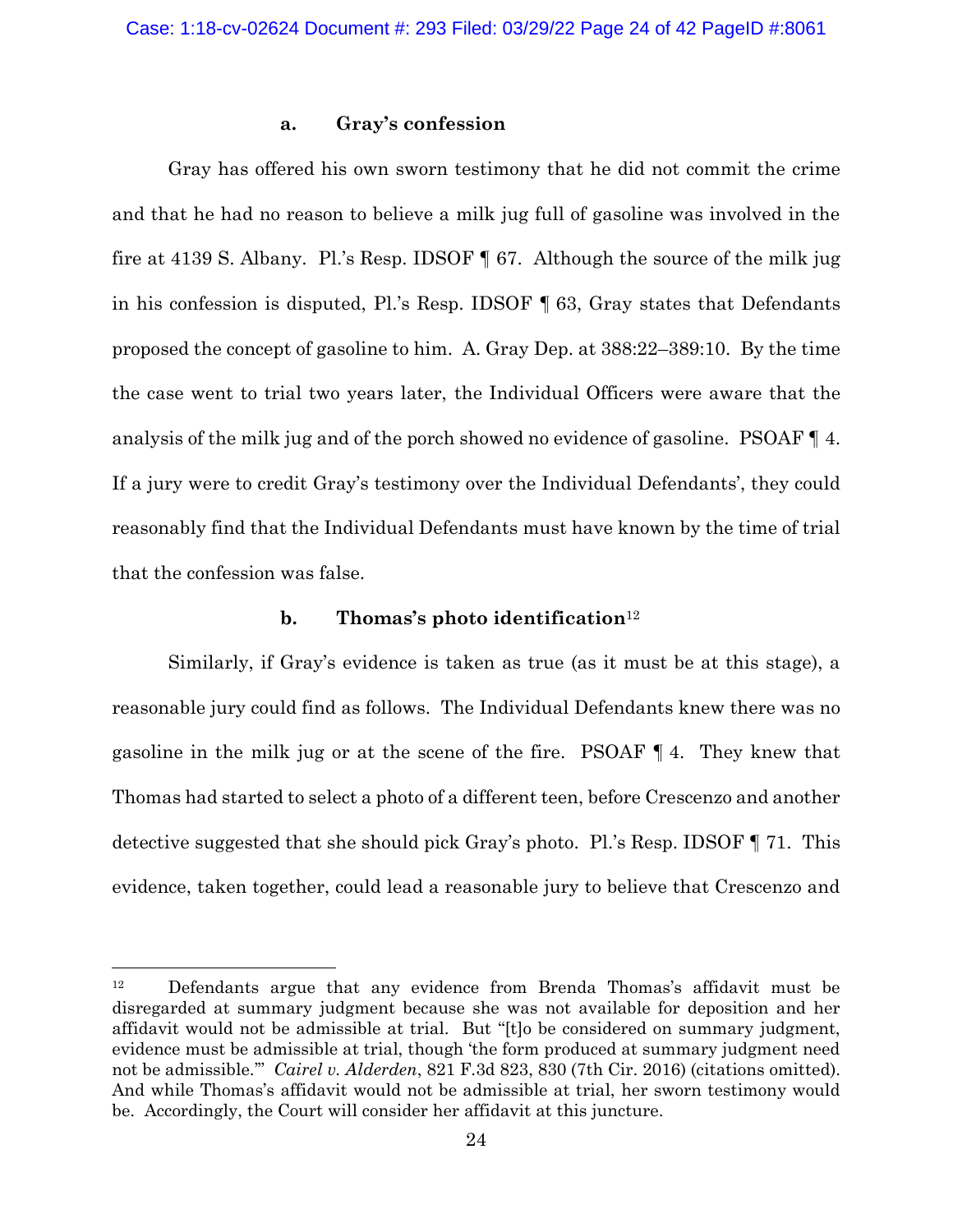#### a. Gray's confession

Gray has offered his own sworn testimony that he did not commit the crime and that he had no reason to believe a milk jug full of gasoline was involved in the fire at 4139 S. Albany. Pl.'s Resp. IDSOF ¶ 67. Although the source of the milk jug in his confession is disputed, Pl.'s Resp. IDSOF ¶ 63, Gray states that Defendants proposed the concept of gasoline to him. A. Gray Dep. at 388:22–389:10. By the time the case went to trial two years later, the Individual Officers were aware that the analysis of the milk jug and of the porch showed no evidence of gasoline. PSOAF ¶ 4. If a jury were to credit Gray's testimony over the Individual Defendants', they could reasonably find that the Individual Defendants must have known by the time of trial that the confession was false.

#### b. Thomas's photo identification[12]

Similarly, if Gray's evidence is taken as true (as it must be at this stage), a reasonable jury could find as follows. The Individual Defendants knew there was no gasoline in the milk jug or at the scene of the fire. PSOAF ¶ 4. They knew that Thomas had started to select a photo of a different teen, before Crescenzo and another detective suggested that she should pick Gray's photo. Pl.'s Resp. IDSOF ¶ 71. This evidence, taken together, could lead a reasonable jury to believe that Crescenzo and

---

[12] Defendants argue that any evidence from Brenda Thomas's affidavit must be disregarded at summary judgment because she was not available for deposition and her affidavit would not be admissible at trial. But "[t]o be considered on summary judgment, evidence must be admissible at trial, though 'the form produced at summary judgment need not be admissible.'" *Cairel v. Alderden*, 821 F.3d 823, 830 (7th Cir. 2016) (citations omitted). And while Thomas's affidavit would not be admissible at trial, her sworn testimony would be. Accordingly, the Court will consider her affidavit at this juncture.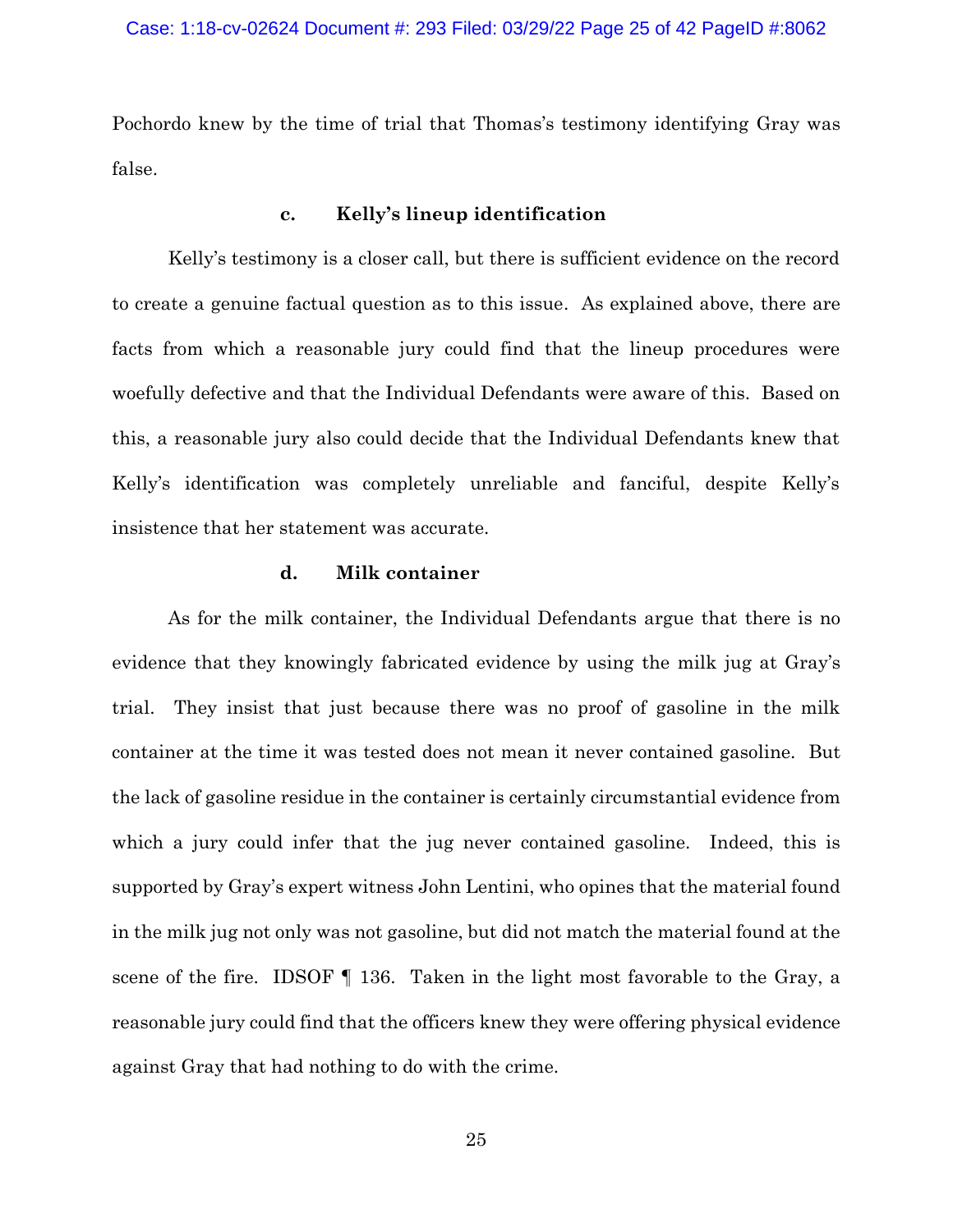Pochordo knew by the time of trial that Thomas's testimony identifying Gray was false.

#### c. Kelly's lineup identification

Kelly's testimony is a closer call, but there is sufficient evidence on the record to create a genuine factual question as to this issue. As explained above, there are facts from which a reasonable jury could find that the lineup procedures were woefully defective and that the Individual Defendants were aware of this. Based on this, a reasonable jury also could decide that the Individual Defendants knew that Kelly's identification was completely unreliable and fanciful, despite Kelly's insistence that her statement was accurate.

#### d. Milk container

As for the milk container, the Individual Defendants argue that there is no evidence that they knowingly fabricated evidence by using the milk jug at Gray's trial. They insist that just because there was no proof of gasoline in the milk container at the time it was tested does not mean it never contained gasoline. But the lack of gasoline residue in the container is certainly circumstantial evidence from which a jury could infer that the jug never contained gasoline. Indeed, this is supported by Gray's expert witness John Lentini, who opines that the material found in the milk jug not only was not gasoline, but did not match the material found at the scene of the fire. IDSOF ¶ 136. Taken in the light most favorable to the Gray, a reasonable jury could find that the officers knew they were offering physical evidence against Gray that had nothing to do with the crime.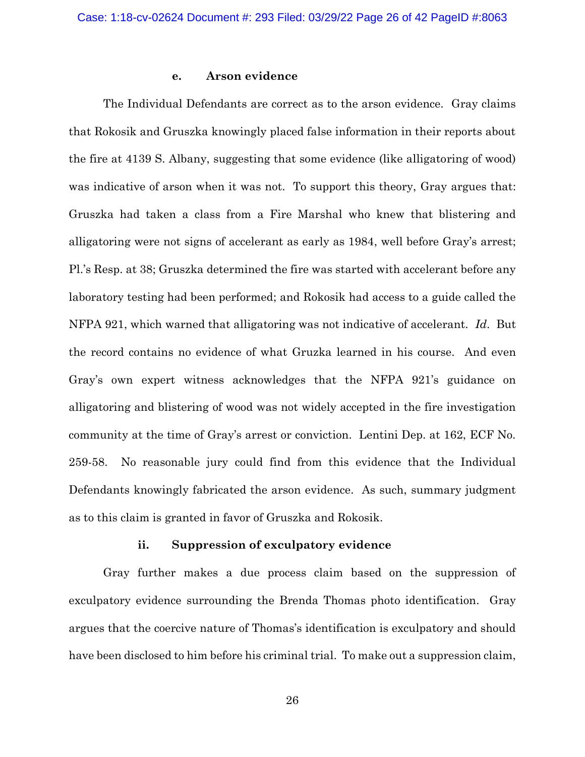#### e. Arson evidence

The Individual Defendants are correct as to the arson evidence. Gray claims that Rokosik and Gruszka knowingly placed false information in their reports about the fire at 4139 S. Albany, suggesting that some evidence (like alligatoring of wood) was indicative of arson when it was not. To support this theory, Gray argues that: Gruszka had taken a class from a Fire Marshal who knew that blistering and alligatoring were not signs of accelerant as early as 1984, well before Gray's arrest; Pl.'s Resp. at 38; Gruszka determined the fire was started with accelerant before any laboratory testing had been performed; and Rokosik had access to a guide called the NFPA 921, which warned that alligatoring was not indicative of accelerant. *Id*. But the record contains no evidence of what Gruzka learned in his course. And even Gray's own expert witness acknowledges that the NFPA 921's guidance on alligatoring and blistering of wood was not widely accepted in the fire investigation community at the time of Gray's arrest or conviction. Lentini Dep. at 162, ECF No. 259-58. No reasonable jury could find from this evidence that the Individual Defendants knowingly fabricated the arson evidence. As such, summary judgment as to this claim is granted in favor of Gruszka and Rokosik.

### ii. Suppression of exculpatory evidence

Gray further makes a due process claim based on the suppression of exculpatory evidence surrounding the Brenda Thomas photo identification. Gray argues that the coercive nature of Thomas's identification is exculpatory and should have been disclosed to him before his criminal trial. To make out a suppression claim,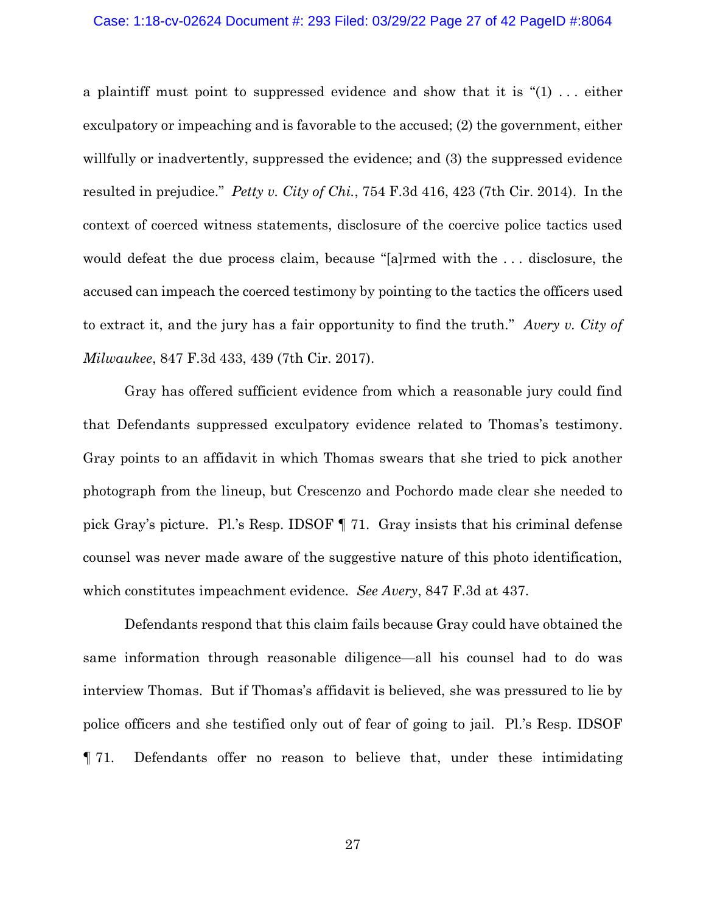a plaintiff must point to suppressed evidence and show that it is "(1) . . . either exculpatory or impeaching and is favorable to the accused; (2) the government, either willfully or inadvertently, suppressed the evidence; and (3) the suppressed evidence resulted in prejudice." *Petty v. City of Chi.*, 754 F.3d 416, 423 (7th Cir. 2014). In the context of coerced witness statements, disclosure of the coercive police tactics used would defeat the due process claim, because "[a]rmed with the . . . disclosure, the accused can impeach the coerced testimony by pointing to the tactics the officers used to extract it, and the jury has a fair opportunity to find the truth." *Avery v. City of Milwaukee*, 847 F.3d 433, 439 (7th Cir. 2017).

Gray has offered sufficient evidence from which a reasonable jury could find that Defendants suppressed exculpatory evidence related to Thomas's testimony. Gray points to an affidavit in which Thomas swears that she tried to pick another photograph from the lineup, but Crescenzo and Pochordo made clear she needed to pick Gray's picture. Pl.'s Resp. IDSOF ¶ 71. Gray insists that his criminal defense counsel was never made aware of the suggestive nature of this photo identification, which constitutes impeachment evidence. *See Avery*, 847 F.3d at 437.

Defendants respond that this claim fails because Gray could have obtained the same information through reasonable diligence—all his counsel had to do was interview Thomas. But if Thomas's affidavit is believed, she was pressured to lie by police officers and she testified only out of fear of going to jail. Pl.'s Resp. IDSOF ¶ 71. Defendants offer no reason to believe that, under these intimidating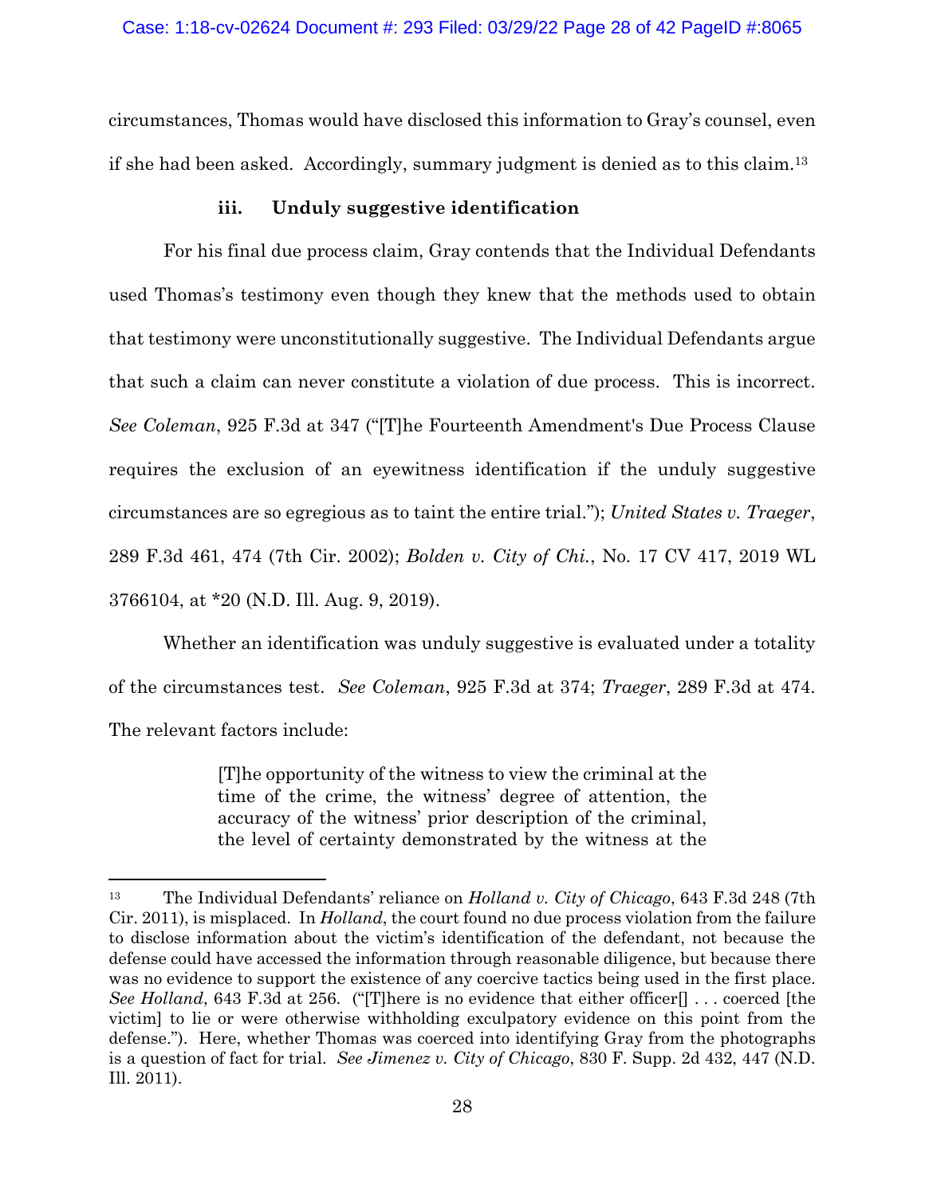circumstances, Thomas would have disclosed this information to Gray's counsel, even if she had been asked. Accordingly, summary judgment is denied as to this claim.[13]

**iii. Unduly suggestive identification**

For his final due process claim, Gray contends that the Individual Defendants used Thomas's testimony even though they knew that the methods used to obtain that testimony were unconstitutionally suggestive. The Individual Defendants argue that such a claim can never constitute a violation of due process. This is incorrect. *See Coleman*, 925 F.3d at 347 ("[T]he Fourteenth Amendment's Due Process Clause requires the exclusion of an eyewitness identification if the unduly suggestive circumstances are so egregious as to taint the entire trial."); *United States v. Traeger*, 289 F.3d 461, 474 (7th Cir. 2002); *Bolden v. City of Chi.*, No. 17 CV 417, 2019 WL 3766104, at *20 (N.D. Ill. Aug. 9, 2019).

Whether an identification was unduly suggestive is evaluated under a totality of the circumstances test. *See Coleman*, 925 F.3d at 374; *Traeger*, 289 F.3d at 474. The relevant factors include:

> [T]he opportunity of the witness to view the criminal at the time of the crime, the witness' degree of attention, the accuracy of the witness' prior description of the criminal, the level of certainty demonstrated by the witness at the

---

[13] The Individual Defendants' reliance on *Holland v. City of Chicago*, 643 F.3d 248 (7th Cir. 2011), is misplaced. In *Holland*, the court found no due process violation from the failure to disclose information about the victim's identification of the defendant, not because the defense could have accessed the information through reasonable diligence, but because there was no evidence to support the existence of any coercive tactics being used in the first place. *See Holland*, 643 F.3d at 256. ("[T]here is no evidence that either officer[] . . . coerced [the victim] to lie or were otherwise withholding exculpatory evidence on this point from the defense."). Here, whether Thomas was coerced into identifying Gray from the photographs is a question of fact for trial. *See Jimenez v. City of Chicago*, 830 F. Supp. 2d 432, 447 (N.D. Ill. 2011).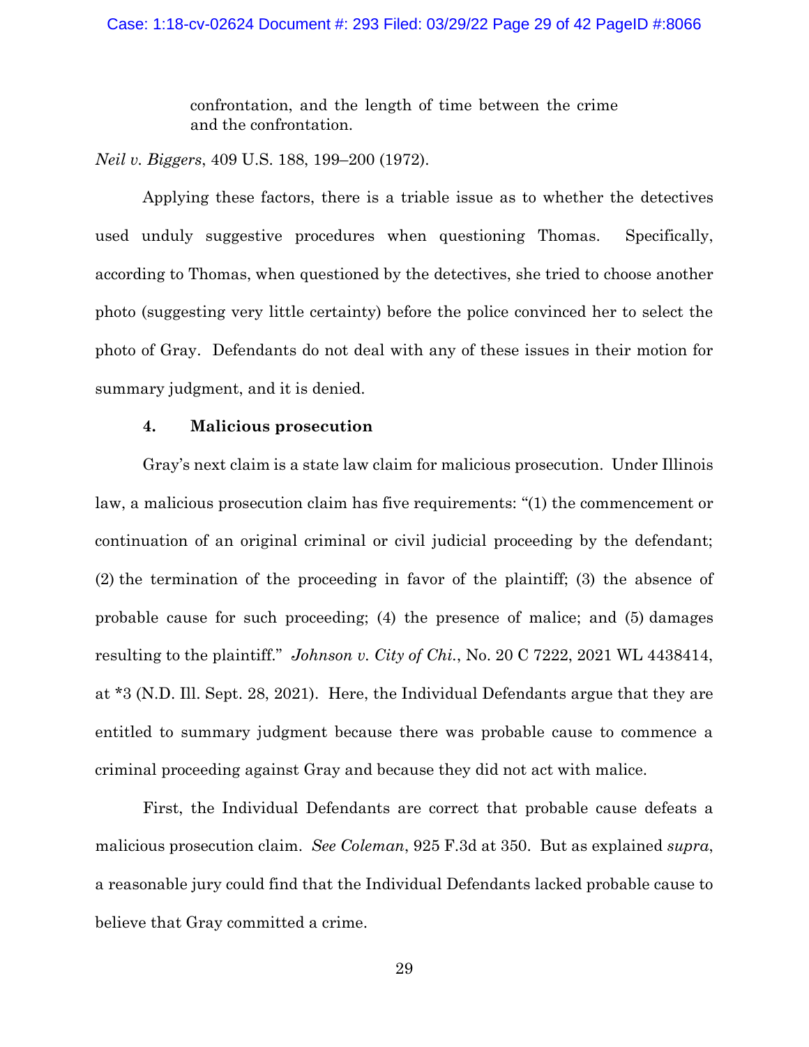> confrontation, and the length of time between the crime and the confrontation.

*Neil v. Biggers*, 409 U.S. 188, 199–200 (1972).

Applying these factors, there is a triable issue as to whether the detectives used unduly suggestive procedures when questioning Thomas. Specifically, according to Thomas, when questioned by the detectives, she tried to choose another photo (suggesting very little certainty) before the police convinced her to select the photo of Gray. Defendants do not deal with any of these issues in their motion for summary judgment, and it is denied.

### 4. Malicious prosecution

Gray's next claim is a state law claim for malicious prosecution. Under Illinois law, a malicious prosecution claim has five requirements: "(1) the commencement or continuation of an original criminal or civil judicial proceeding by the defendant; (2) the termination of the proceeding in favor of the plaintiff; (3) the absence of probable cause for such proceeding; (4) the presence of malice; and (5) damages resulting to the plaintiff." *Johnson v. City of Chi.*, No. 20 C 7222, 2021 WL 4438414, at *3 (N.D. Ill. Sept. 28, 2021). Here, the Individual Defendants argue that they are entitled to summary judgment because there was probable cause to commence a criminal proceeding against Gray and because they did not act with malice.

First, the Individual Defendants are correct that probable cause defeats a malicious prosecution claim. *See Coleman*, 925 F.3d at 350. But as explained *supra*, a reasonable jury could find that the Individual Defendants lacked probable cause to believe that Gray committed a crime.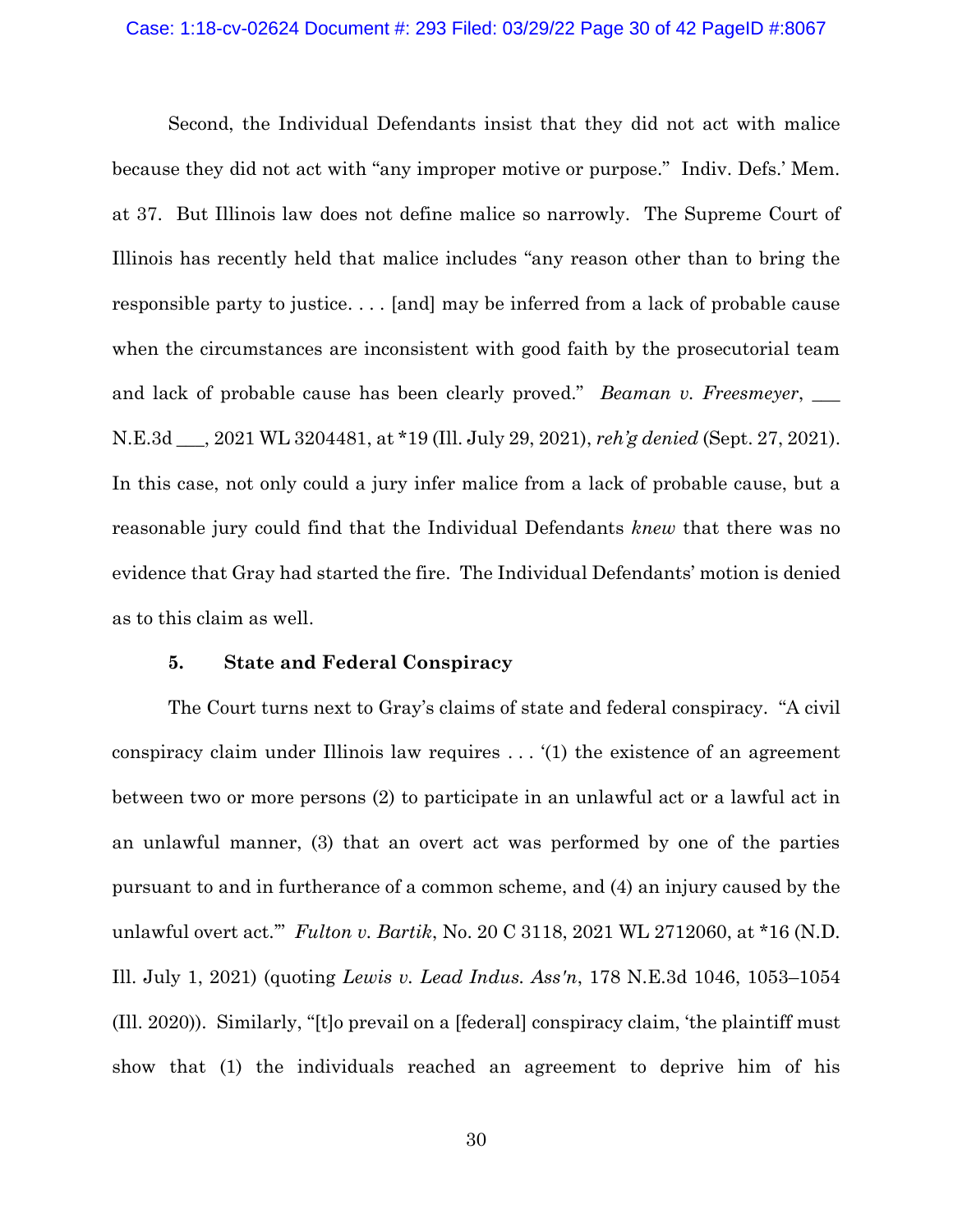Second, the Individual Defendants insist that they did not act with malice because they did not act with "any improper motive or purpose." Indiv. Defs.' Mem. at 37. But Illinois law does not define malice so narrowly. The Supreme Court of Illinois has recently held that malice includes "any reason other than to bring the responsible party to justice. . . . [and] may be inferred from a lack of probable cause when the circumstances are inconsistent with good faith by the prosecutorial team and lack of probable cause has been clearly proved." *Beaman v. Freesmeyer*, ___ N.E.3d ___, 2021 WL 3204481, at *19 (Ill. July 29, 2021), *reh'g denied* (Sept. 27, 2021). In this case, not only could a jury infer malice from a lack of probable cause, but a reasonable jury could find that the Individual Defendants *knew* that there was no evidence that Gray had started the fire. The Individual Defendants' motion is denied as to this claim as well.

### 5. State and Federal Conspiracy

The Court turns next to Gray's claims of state and federal conspiracy. "A civil conspiracy claim under Illinois law requires . . . '(1) the existence of an agreement between two or more persons (2) to participate in an unlawful act or a lawful act in an unlawful manner, (3) that an overt act was performed by one of the parties pursuant to and in furtherance of a common scheme, and (4) an injury caused by the unlawful overt act.'" *Fulton v. Bartik*, No. 20 C 3118, 2021 WL 2712060, at *16 (N.D. Ill. July 1, 2021) (quoting *Lewis v. Lead Indus. Ass'n*, 178 N.E.3d 1046, 1053–1054 (Ill. 2020)). Similarly, "[t]o prevail on a [federal] conspiracy claim, 'the plaintiff must show that (1) the individuals reached an agreement to deprive him of his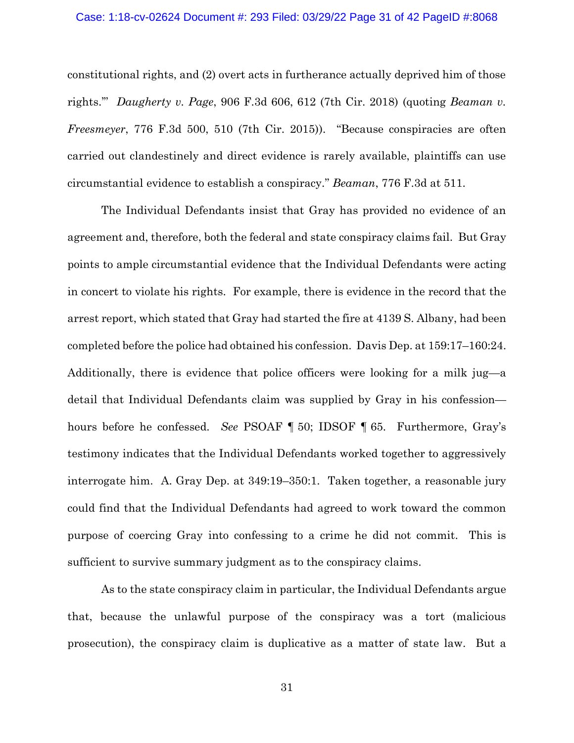constitutional rights, and (2) overt acts in furtherance actually deprived him of those rights.'" *Daugherty v. Page*, 906 F.3d 606, 612 (7th Cir. 2018) (quoting *Beaman v. Freesmeyer*, 776 F.3d 500, 510 (7th Cir. 2015)). "Because conspiracies are often carried out clandestinely and direct evidence is rarely available, plaintiffs can use circumstantial evidence to establish a conspiracy." *Beaman*, 776 F.3d at 511.

The Individual Defendants insist that Gray has provided no evidence of an agreement and, therefore, both the federal and state conspiracy claims fail. But Gray points to ample circumstantial evidence that the Individual Defendants were acting in concert to violate his rights. For example, there is evidence in the record that the arrest report, which stated that Gray had started the fire at 4139 S. Albany, had been completed before the police had obtained his confession. Davis Dep. at 159:17–160:24. Additionally, there is evidence that police officers were looking for a milk jug—a detail that Individual Defendants claim was supplied by Gray in his confession—hours before he confessed. *See* PSOAF ¶ 50; IDSOF ¶ 65. Furthermore, Gray's testimony indicates that the Individual Defendants worked together to aggressively interrogate him. A. Gray Dep. at 349:19–350:1. Taken together, a reasonable jury could find that the Individual Defendants had agreed to work toward the common purpose of coercing Gray into confessing to a crime he did not commit. This is sufficient to survive summary judgment as to the conspiracy claims.

As to the state conspiracy claim in particular, the Individual Defendants argue that, because the unlawful purpose of the conspiracy was a tort (malicious prosecution), the conspiracy claim is duplicative as a matter of state law. But a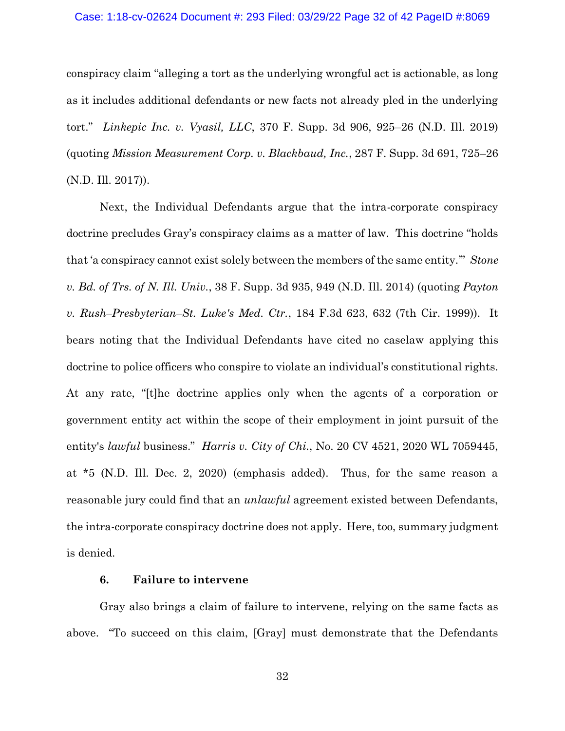conspiracy claim "alleging a tort as the underlying wrongful act is actionable, as long as it includes additional defendants or new facts not already pled in the underlying tort." *Linkepic Inc. v. Vyasil, LLC*, 370 F. Supp. 3d 906, 925–26 (N.D. Ill. 2019) (quoting *Mission Measurement Corp. v. Blackbaud, Inc.*, 287 F. Supp. 3d 691, 725–26 (N.D. Ill. 2017)).

Next, the Individual Defendants argue that the intra-corporate conspiracy doctrine precludes Gray's conspiracy claims as a matter of law. This doctrine "holds that 'a conspiracy cannot exist solely between the members of the same entity.'" *Stone v. Bd. of Trs. of N. Ill. Univ.*, 38 F. Supp. 3d 935, 949 (N.D. Ill. 2014) (quoting *Payton v. Rush–Presbyterian–St. Luke's Med. Ctr.*, 184 F.3d 623, 632 (7th Cir. 1999)). It bears noting that the Individual Defendants have cited no caselaw applying this doctrine to police officers who conspire to violate an individual's constitutional rights. At any rate, "[t]he doctrine applies only when the agents of a corporation or government entity act within the scope of their employment in joint pursuit of the entity's *lawful* business." *Harris v. City of Chi.*, No. 20 CV 4521, 2020 WL 7059445, at *5 (N.D. Ill. Dec. 2, 2020) (emphasis added). Thus, for the same reason a reasonable jury could find that an *unlawful* agreement existed between Defendants, the intra-corporate conspiracy doctrine does not apply. Here, too, summary judgment is denied.

#### 6. Failure to intervene

Gray also brings a claim of failure to intervene, relying on the same facts as above. "To succeed on this claim, [Gray] must demonstrate that the Defendants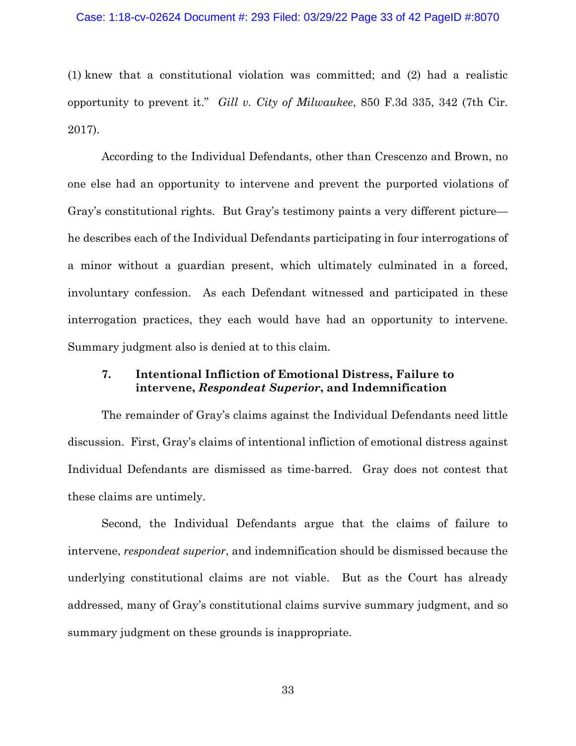(1) knew that a constitutional violation was committed; and (2) had a realistic opportunity to prevent it." *Gill v. City of Milwaukee*, 850 F.3d 335, 342 (7th Cir. 2017).

According to the Individual Defendants, other than Crescenzo and Brown, no one else had an opportunity to intervene and prevent the purported violations of Gray's constitutional rights. But Gray's testimony paints a very different picture—he describes each of the Individual Defendants participating in four interrogations of a minor without a guardian present, which ultimately culminated in a forced, involuntary confession. As each Defendant witnessed and participated in these interrogation practices, they each would have had an opportunity to intervene. Summary judgment also is denied at to this claim.

### 7. Intentional Infliction of Emotional Distress, Failure to intervene, *Respondeat Superior*, and Indemnification

The remainder of Gray's claims against the Individual Defendants need little discussion. First, Gray's claims of intentional infliction of emotional distress against Individual Defendants are dismissed as time-barred. Gray does not contest that these claims are untimely.

Second, the Individual Defendants argue that the claims of failure to intervene, *respondeat superior*, and indemnification should be dismissed because the underlying constitutional claims are not viable. But as the Court has already addressed, many of Gray's constitutional claims survive summary judgment, and so summary judgment on these grounds is inappropriate.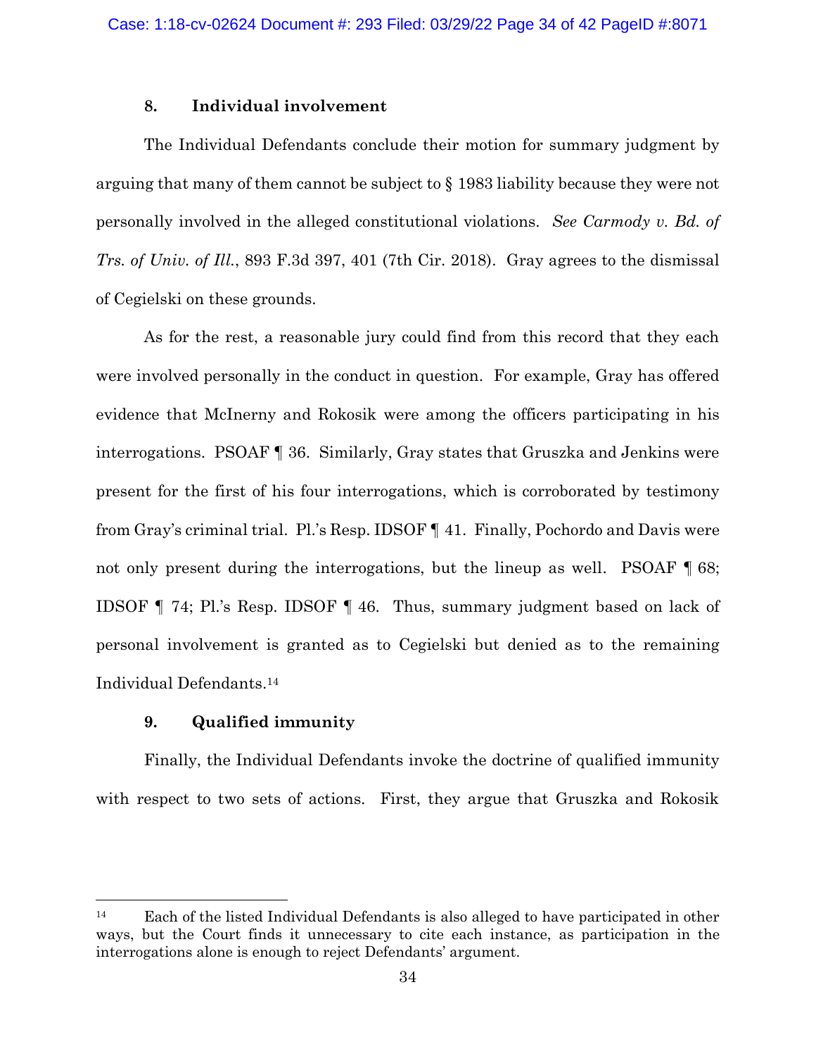### 8. Individual involvement

The Individual Defendants conclude their motion for summary judgment by arguing that many of them cannot be subject to § 1983 liability because they were not personally involved in the alleged constitutional violations. *See Carmody v. Bd. of Trs. of Univ. of Ill.*, 893 F.3d 397, 401 (7th Cir. 2018). Gray agrees to the dismissal of Cegielski on these grounds.

As for the rest, a reasonable jury could find from this record that they each were involved personally in the conduct in question. For example, Gray has offered evidence that McInerny and Rokosik were among the officers participating in his interrogations. PSOAF ¶ 36. Similarly, Gray states that Gruszka and Jenkins were present for the first of his four interrogations, which is corroborated by testimony from Gray's criminal trial. Pl.'s Resp. IDSOF ¶ 41. Finally, Pochordo and Davis were not only present during the interrogations, but the lineup as well. PSOAF ¶ 68; IDSOF ¶ 74; Pl.'s Resp. IDSOF ¶ 46. Thus, summary judgment based on lack of personal involvement is granted as to Cegielski but denied as to the remaining Individual Defendants.[14]

### 9. Qualified immunity

Finally, the Individual Defendants invoke the doctrine of qualified immunity with respect to two sets of actions. First, they argue that Gruszka and Rokosik

[14] Each of the listed Individual Defendants is also alleged to have participated in other ways, but the Court finds it unnecessary to cite each instance, as participation in the interrogations alone is enough to reject Defendants' argument.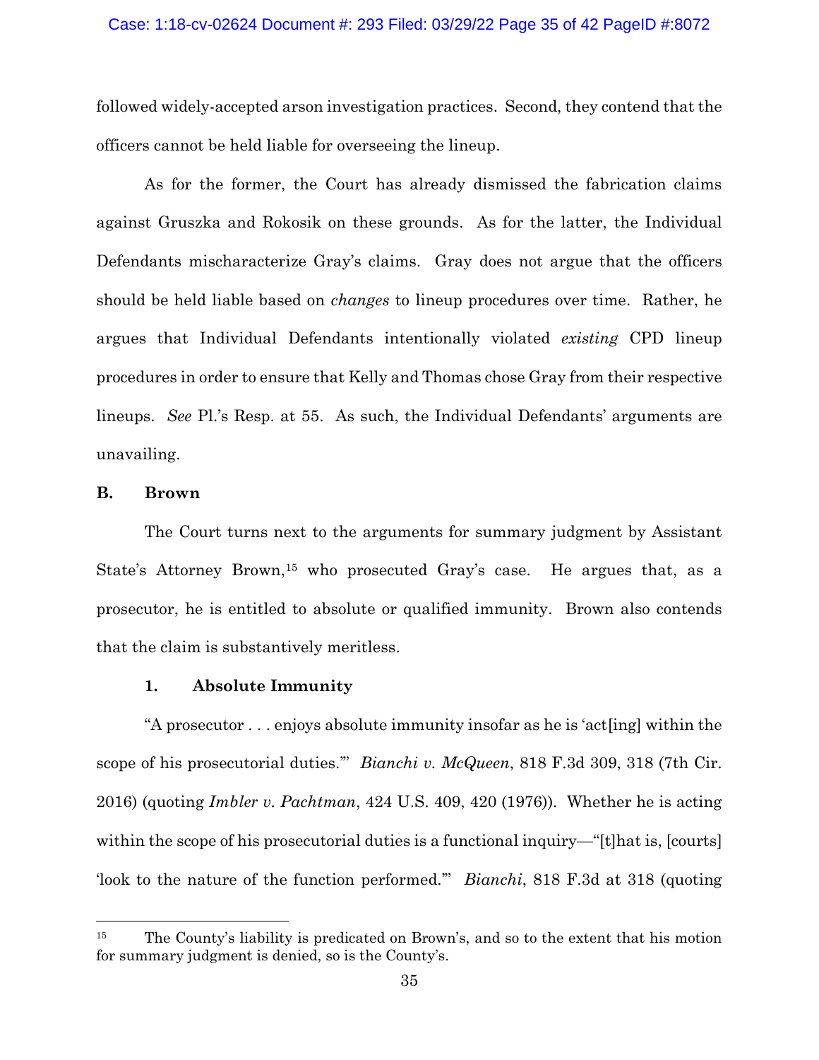followed widely-accepted arson investigation practices. Second, they contend that the officers cannot be held liable for overseeing the lineup.

As for the former, the Court has already dismissed the fabrication claims against Gruszka and Rokosik on these grounds. As for the latter, the Individual Defendants mischaracterize Gray's claims. Gray does not argue that the officers should be held liable based on *changes* to lineup procedures over time. Rather, he argues that Individual Defendants intentionally violated *existing* CPD lineup procedures in order to ensure that Kelly and Thomas chose Gray from their respective lineups. *See* Pl.'s Resp. at 55. As such, the Individual Defendants' arguments are unavailing.

### B. Brown

The Court turns next to the arguments for summary judgment by Assistant State's Attorney Brown,[15] who prosecuted Gray's case. He argues that, as a prosecutor, he is entitled to absolute or qualified immunity. Brown also contends that the claim is substantively meritless.

#### 1. Absolute Immunity

"A prosecutor . . . enjoys absolute immunity insofar as he is 'act[ing] within the scope of his prosecutorial duties.'" *Bianchi v. McQueen*, 818 F.3d 309, 318 (7th Cir. 2016) (quoting *Imbler v. Pachtman*, 424 U.S. 409, 420 (1976)). Whether he is acting within the scope of his prosecutorial duties is a functional inquiry—"[t]hat is, [courts] 'look to the nature of the function performed.'" *Bianchi*, 818 F.3d at 318 (quoting

[15] The County's liability is predicated on Brown's, and so to the extent that his motion for summary judgment is denied, so is the County's.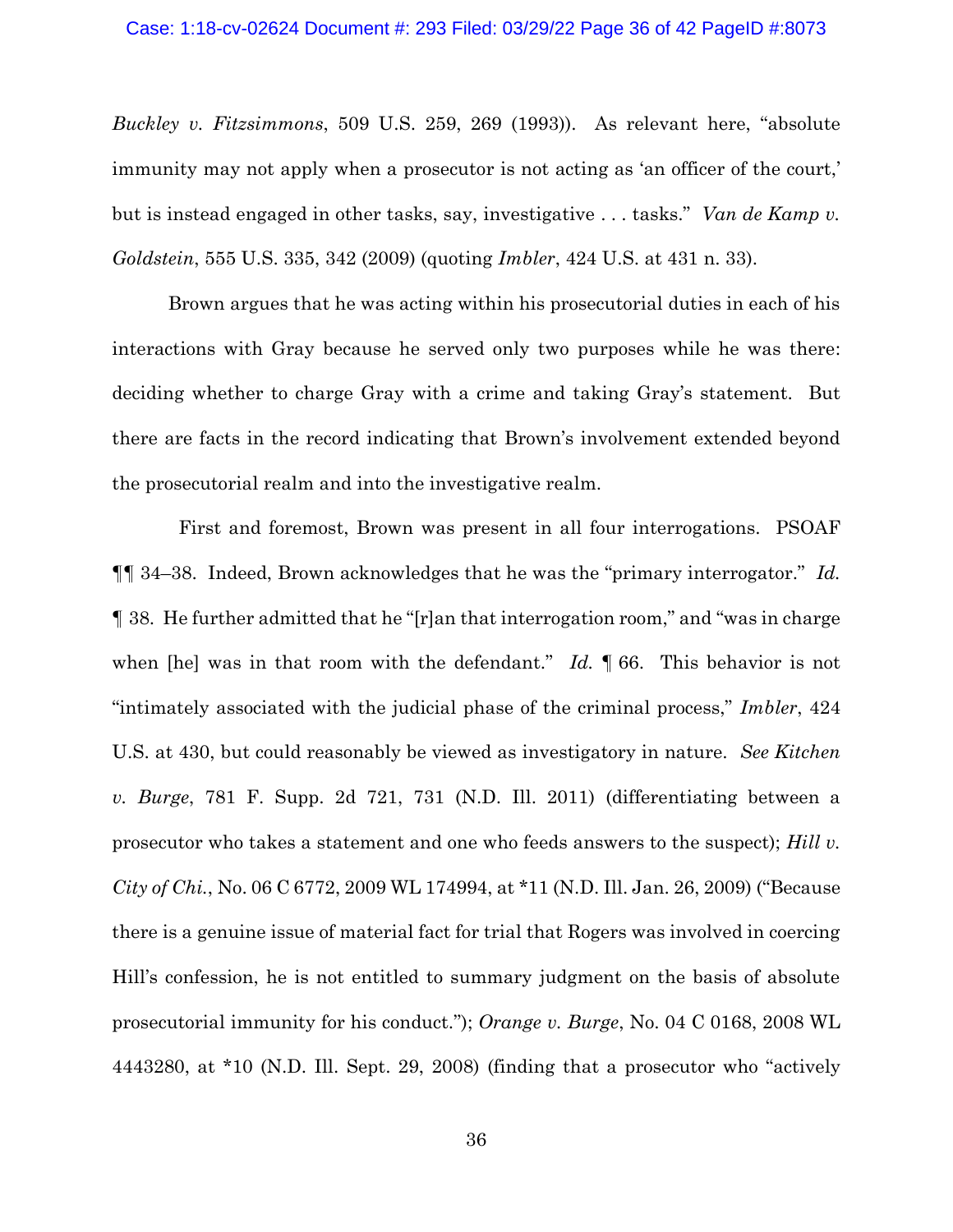*Buckley v. Fitzsimmons*, 509 U.S. 259, 269 (1993)). As relevant here, "absolute immunity may not apply when a prosecutor is not acting as 'an officer of the court,' but is instead engaged in other tasks, say, investigative . . . tasks." *Van de Kamp v. Goldstein*, 555 U.S. 335, 342 (2009) (quoting *Imbler*, 424 U.S. at 431 n. 33).

Brown argues that he was acting within his prosecutorial duties in each of his interactions with Gray because he served only two purposes while he was there: deciding whether to charge Gray with a crime and taking Gray's statement. But there are facts in the record indicating that Brown's involvement extended beyond the prosecutorial realm and into the investigative realm.

First and foremost, Brown was present in all four interrogations. PSOAF ¶¶ 34–38. Indeed, Brown acknowledges that he was the "primary interrogator." *Id.* ¶ 38. He further admitted that he "[r]an that interrogation room," and "was in charge when [he] was in that room with the defendant." *Id.* ¶ 66. This behavior is not "intimately associated with the judicial phase of the criminal process," *Imbler*, 424 U.S. at 430, but could reasonably be viewed as investigatory in nature. *See Kitchen v. Burge*, 781 F. Supp. 2d 721, 731 (N.D. Ill. 2011) (differentiating between a prosecutor who takes a statement and one who feeds answers to the suspect); *Hill v. City of Chi.*, No. 06 C 6772, 2009 WL 174994, at *11 (N.D. Ill. Jan. 26, 2009) ("Because there is a genuine issue of material fact for trial that Rogers was involved in coercing Hill's confession, he is not entitled to summary judgment on the basis of absolute prosecutorial immunity for his conduct."); *Orange v. Burge*, No. 04 C 0168, 2008 WL 4443280, at *10 (N.D. Ill. Sept. 29, 2008) (finding that a prosecutor who "actively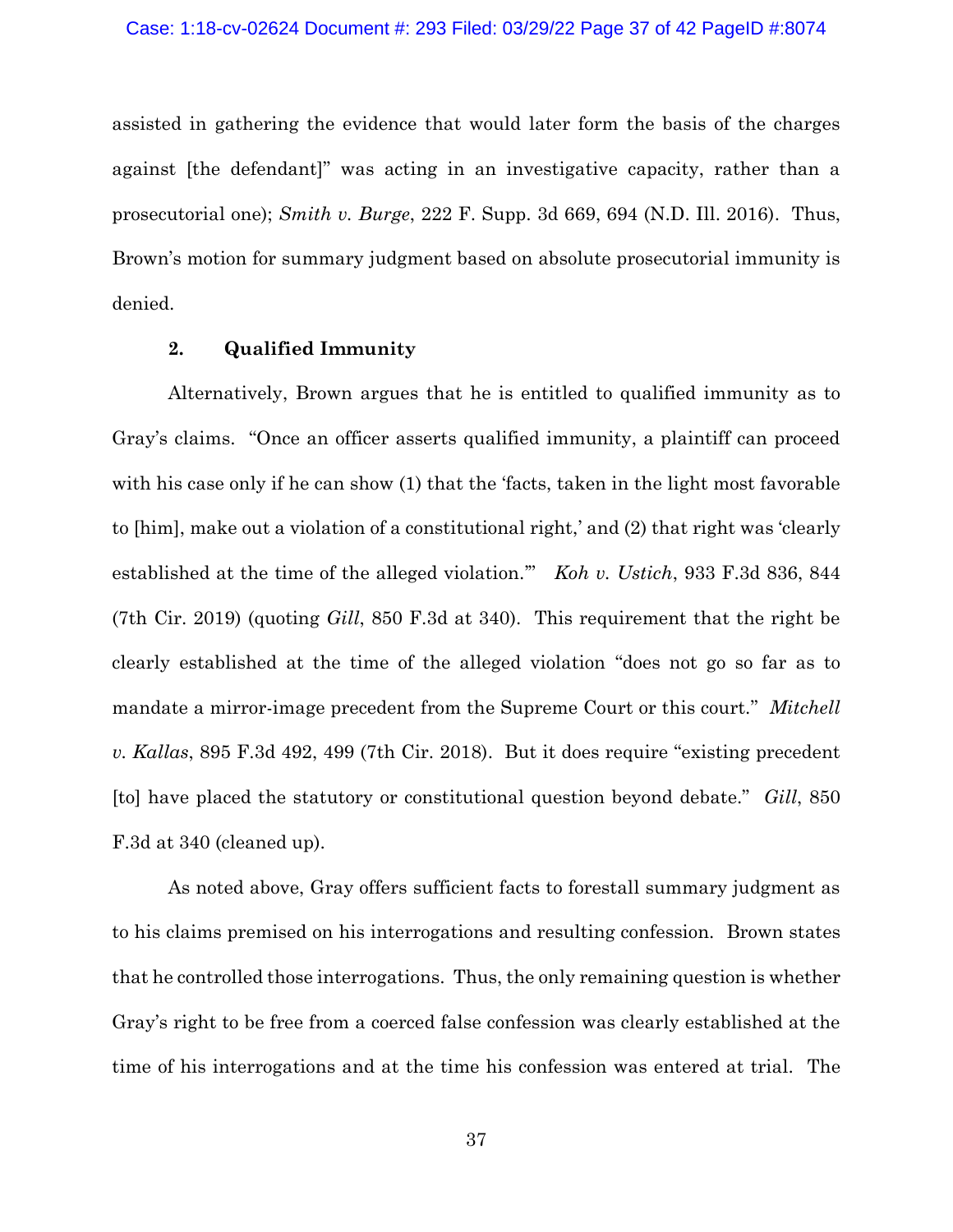assisted in gathering the evidence that would later form the basis of the charges against [the defendant]" was acting in an investigative capacity, rather than a prosecutorial one); *Smith v. Burge*, 222 F. Supp. 3d 669, 694 (N.D. Ill. 2016). Thus, Brown's motion for summary judgment based on absolute prosecutorial immunity is denied.

### 2. Qualified Immunity

Alternatively, Brown argues that he is entitled to qualified immunity as to Gray's claims. "Once an officer asserts qualified immunity, a plaintiff can proceed with his case only if he can show (1) that the 'facts, taken in the light most favorable to [him], make out a violation of a constitutional right,' and (2) that right was 'clearly established at the time of the alleged violation.'" *Koh v. Ustich*, 933 F.3d 836, 844 (7th Cir. 2019) (quoting *Gill*, 850 F.3d at 340). This requirement that the right be clearly established at the time of the alleged violation "does not go so far as to mandate a mirror-image precedent from the Supreme Court or this court." *Mitchell v. Kallas*, 895 F.3d 492, 499 (7th Cir. 2018). But it does require "existing precedent [to] have placed the statutory or constitutional question beyond debate." *Gill*, 850 F.3d at 340 (cleaned up).

As noted above, Gray offers sufficient facts to forestall summary judgment as to his claims premised on his interrogations and resulting confession. Brown states that he controlled those interrogations. Thus, the only remaining question is whether Gray's right to be free from a coerced false confession was clearly established at the time of his interrogations and at the time his confession was entered at trial. The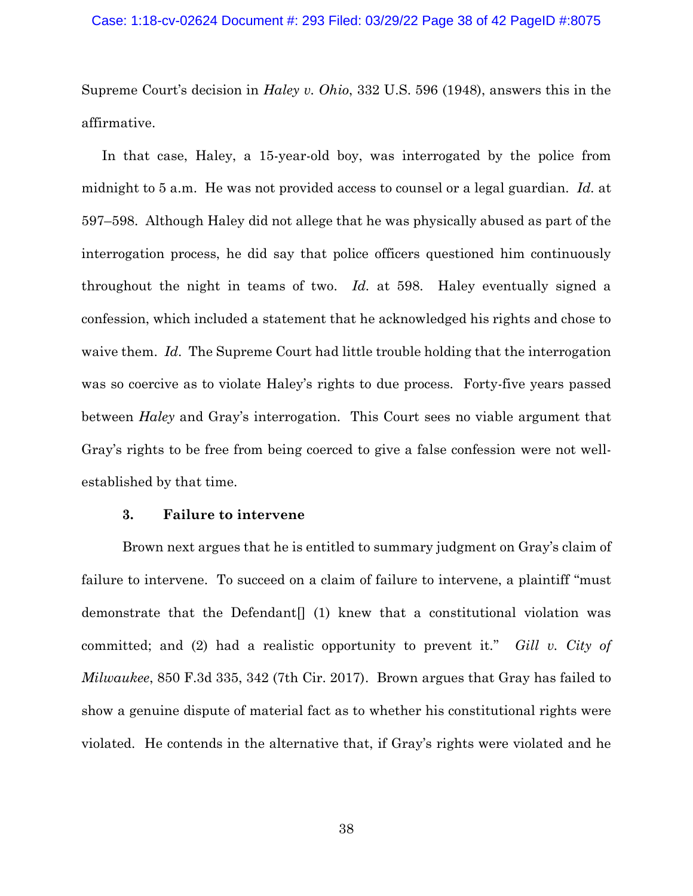Supreme Court's decision in *Haley v. Ohio*, 332 U.S. 596 (1948), answers this in the affirmative.

In that case, Haley, a 15-year-old boy, was interrogated by the police from midnight to 5 a.m. He was not provided access to counsel or a legal guardian. *Id.* at 597–598. Although Haley did not allege that he was physically abused as part of the interrogation process, he did say that police officers questioned him continuously throughout the night in teams of two. *Id.* at 598. Haley eventually signed a confession, which included a statement that he acknowledged his rights and chose to waive them. *Id*. The Supreme Court had little trouble holding that the interrogation was so coercive as to violate Haley's rights to due process. Forty-five years passed between *Haley* and Gray's interrogation. This Court sees no viable argument that Gray's rights to be free from being coerced to give a false confession were not well-established by that time.

### 3. Failure to intervene

Brown next argues that he is entitled to summary judgment on Gray's claim of failure to intervene. To succeed on a claim of failure to intervene, a plaintiff "must demonstrate that the Defendant[] (1) knew that a constitutional violation was committed; and (2) had a realistic opportunity to prevent it." *Gill v. City of Milwaukee*, 850 F.3d 335, 342 (7th Cir. 2017). Brown argues that Gray has failed to show a genuine dispute of material fact as to whether his constitutional rights were violated. He contends in the alternative that, if Gray's rights were violated and he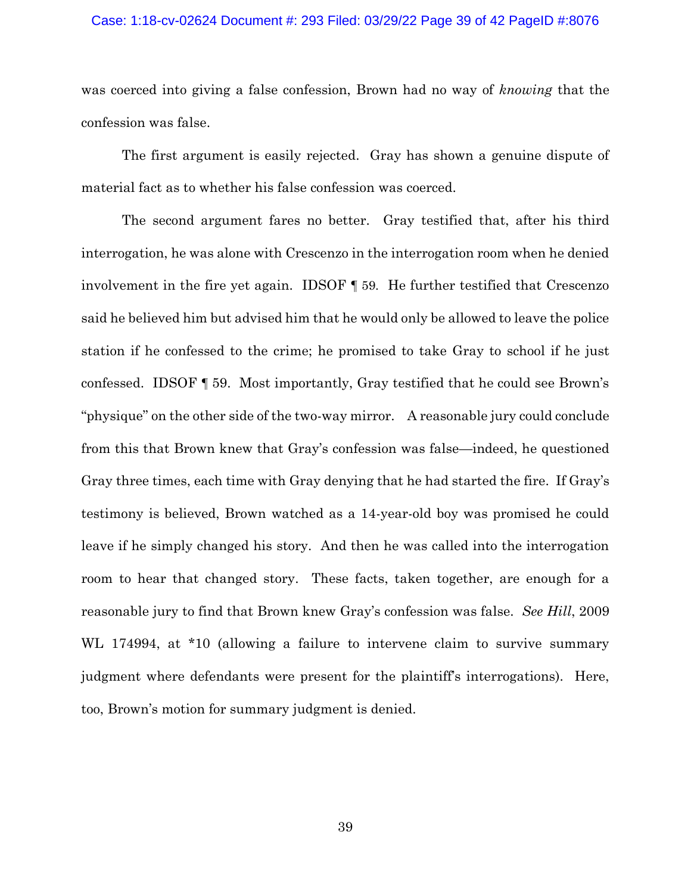was coerced into giving a false confession, Brown had no way of *knowing* that the confession was false.

The first argument is easily rejected. Gray has shown a genuine dispute of material fact as to whether his false confession was coerced.

The second argument fares no better. Gray testified that, after his third interrogation, he was alone with Crescenzo in the interrogation room when he denied involvement in the fire yet again. IDSOF ¶ 59. He further testified that Crescenzo said he believed him but advised him that he would only be allowed to leave the police station if he confessed to the crime; he promised to take Gray to school if he just confessed. IDSOF ¶ 59. Most importantly, Gray testified that he could see Brown's "physique" on the other side of the two-way mirror. A reasonable jury could conclude from this that Brown knew that Gray's confession was false—indeed, he questioned Gray three times, each time with Gray denying that he had started the fire. If Gray's testimony is believed, Brown watched as a 14-year-old boy was promised he could leave if he simply changed his story. And then he was called into the interrogation room to hear that changed story. These facts, taken together, are enough for a reasonable jury to find that Brown knew Gray's confession was false. *See Hill*, 2009 WL 174994, at *10 (allowing a failure to intervene claim to survive summary judgment where defendants were present for the plaintiff's interrogations). Here, too, Brown's motion for summary judgment is denied.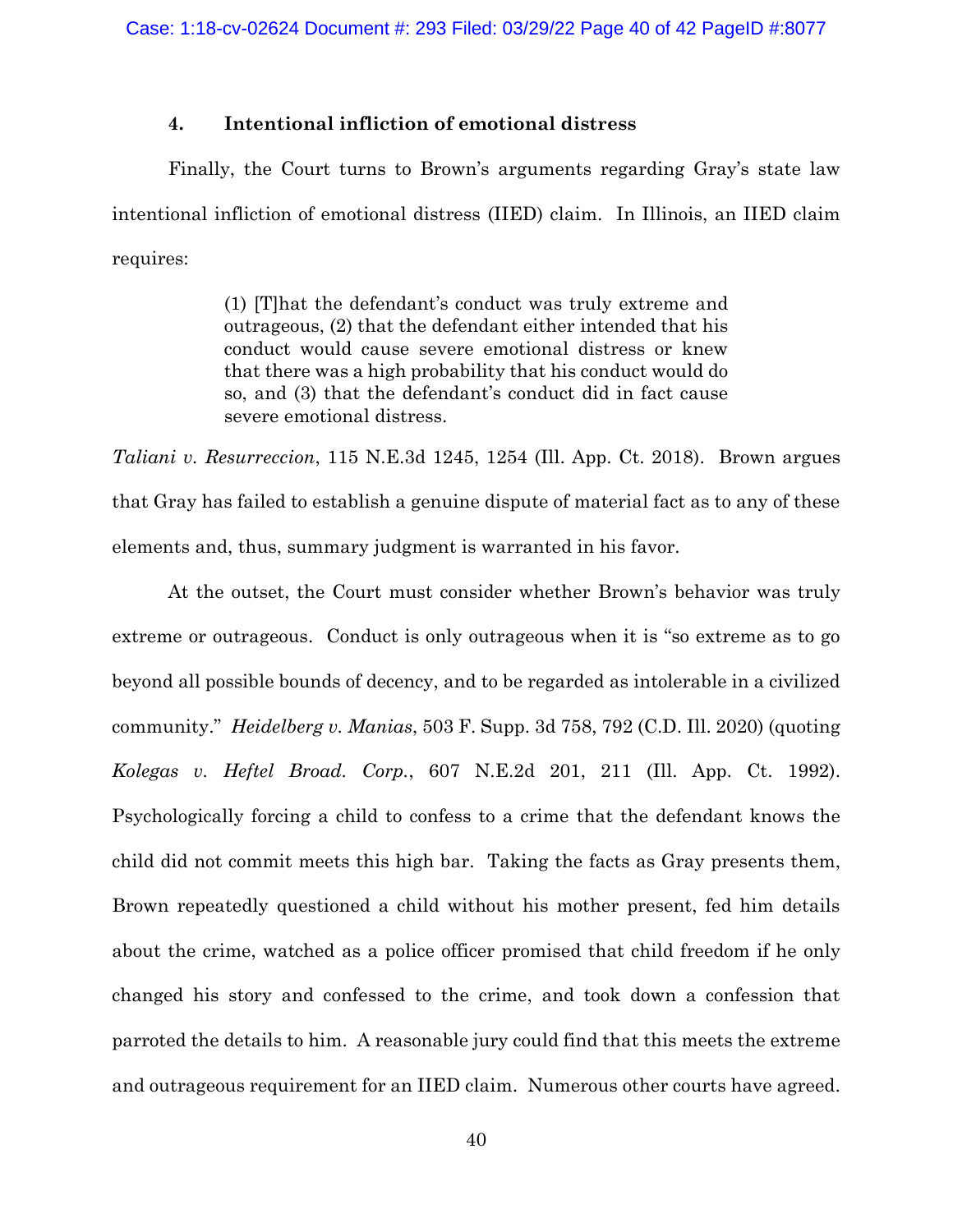### 4. Intentional infliction of emotional distress

Finally, the Court turns to Brown's arguments regarding Gray's state law intentional infliction of emotional distress (IIED) claim. In Illinois, an IIED claim requires:

> (1) [T]hat the defendant's conduct was truly extreme and outrageous, (2) that the defendant either intended that his conduct would cause severe emotional distress or knew that there was a high probability that his conduct would do so, and (3) that the defendant's conduct did in fact cause severe emotional distress.

*Taliani v. Resurreccion*, 115 N.E.3d 1245, 1254 (Ill. App. Ct. 2018). Brown argues that Gray has failed to establish a genuine dispute of material fact as to any of these elements and, thus, summary judgment is warranted in his favor.

At the outset, the Court must consider whether Brown's behavior was truly extreme or outrageous. Conduct is only outrageous when it is "so extreme as to go beyond all possible bounds of decency, and to be regarded as intolerable in a civilized community." *Heidelberg v. Manias*, 503 F. Supp. 3d 758, 792 (C.D. Ill. 2020) (quoting *Kolegas v. Heftel Broad. Corp.*, 607 N.E.2d 201, 211 (Ill. App. Ct. 1992). Psychologically forcing a child to confess to a crime that the defendant knows the child did not commit meets this high bar. Taking the facts as Gray presents them, Brown repeatedly questioned a child without his mother present, fed him details about the crime, watched as a police officer promised that child freedom if he only changed his story and confessed to the crime, and took down a confession that parroted the details to him. A reasonable jury could find that this meets the extreme and outrageous requirement for an IIED claim. Numerous other courts have agreed.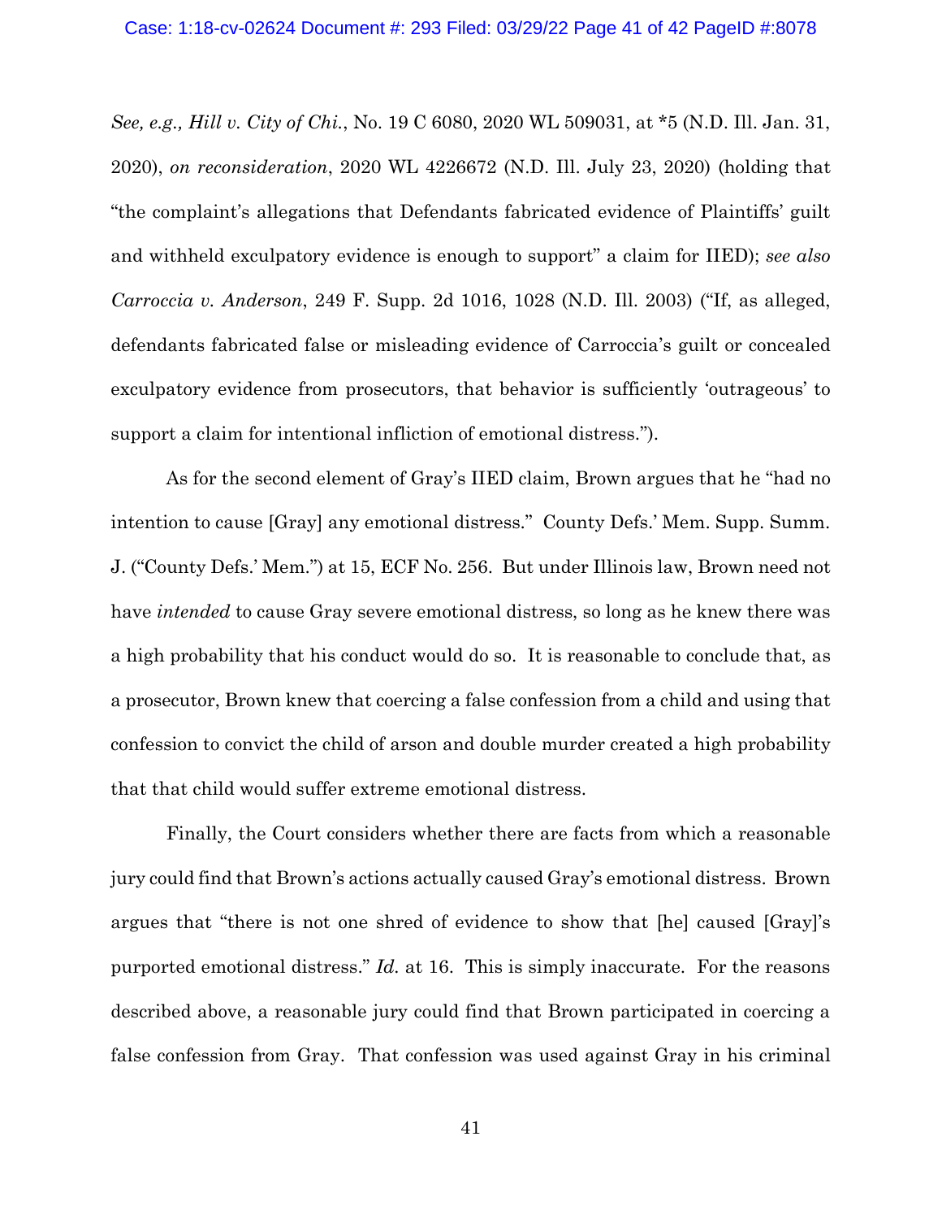*See, e.g., Hill v. City of Chi.*, No. 19 C 6080, 2020 WL 509031, at *5 (N.D. Ill. Jan. 31, 2020), *on reconsideration*, 2020 WL 4226672 (N.D. Ill. July 23, 2020) (holding that "the complaint's allegations that Defendants fabricated evidence of Plaintiffs' guilt and withheld exculpatory evidence is enough to support" a claim for IIED); *see also Carroccia v. Anderson*, 249 F. Supp. 2d 1016, 1028 (N.D. Ill. 2003) ("If, as alleged, defendants fabricated false or misleading evidence of Carroccia's guilt or concealed exculpatory evidence from prosecutors, that behavior is sufficiently 'outrageous' to support a claim for intentional infliction of emotional distress.").

As for the second element of Gray's IIED claim, Brown argues that he "had no intention to cause [Gray] any emotional distress." County Defs.' Mem. Supp. Summ. J. ("County Defs.' Mem.") at 15, ECF No. 256. But under Illinois law, Brown need not have *intended* to cause Gray severe emotional distress, so long as he knew there was a high probability that his conduct would do so. It is reasonable to conclude that, as a prosecutor, Brown knew that coercing a false confession from a child and using that confession to convict the child of arson and double murder created a high probability that that child would suffer extreme emotional distress.

Finally, the Court considers whether there are facts from which a reasonable jury could find that Brown's actions actually caused Gray's emotional distress. Brown argues that "there is not one shred of evidence to show that [he] caused [Gray]'s purported emotional distress." *Id.* at 16. This is simply inaccurate. For the reasons described above, a reasonable jury could find that Brown participated in coercing a false confession from Gray. That confession was used against Gray in his criminal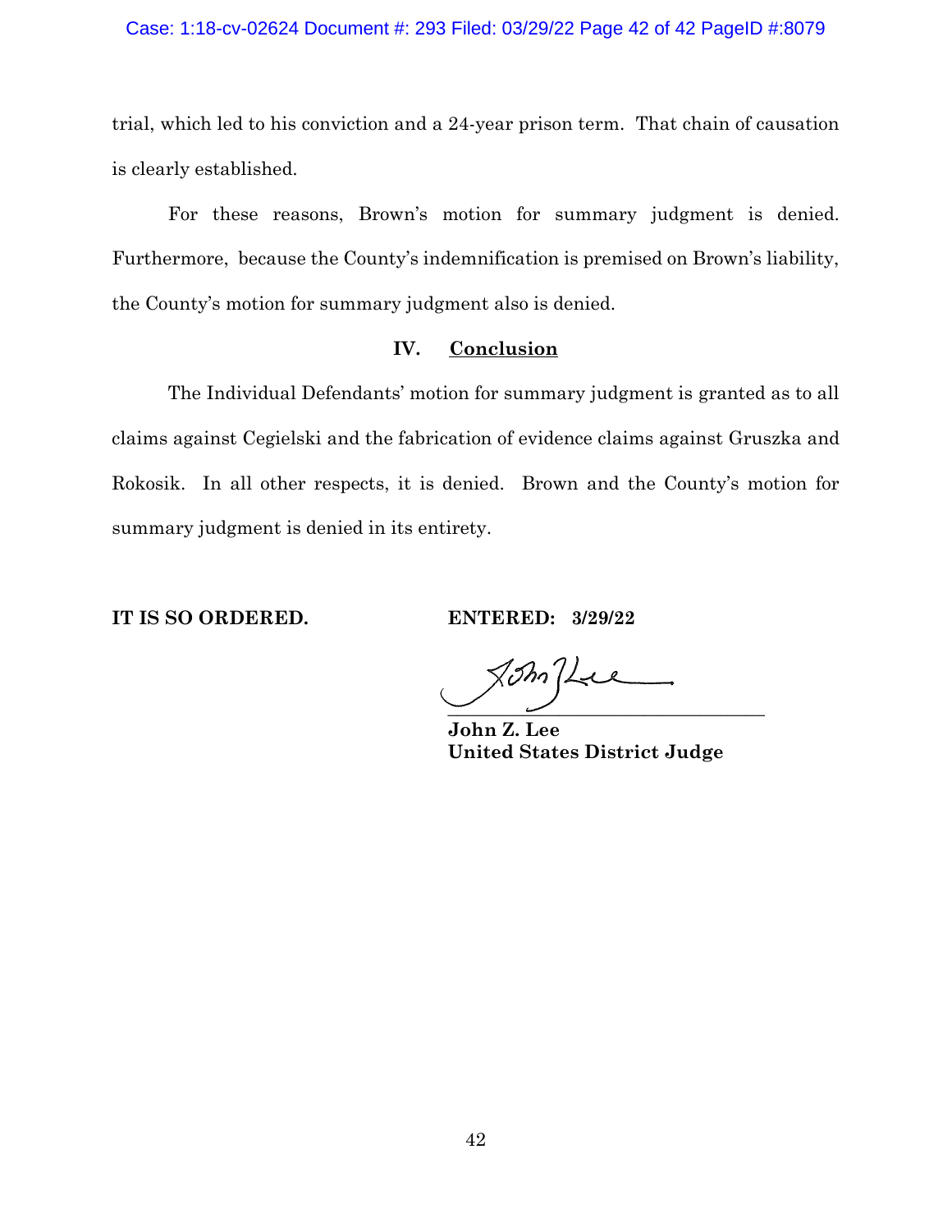trial, which led to his conviction and a 24-year prison term. That chain of causation is clearly established.

For these reasons, Brown's motion for summary judgment is denied. Furthermore, because the County's indemnification is premised on Brown's liability, the County's motion for summary judgment also is denied.

## IV. Conclusion

The Individual Defendants' motion for summary judgment is granted as to all claims against Cegielski and the fabrication of evidence claims against Gruszka and Rokosik. In all other respects, it is denied. Brown and the County's motion for summary judgment is denied in its entirety.

**IT IS SO ORDERED.** **ENTERED: 3/29/22**

**John Z. Lee**
**United States District Judge**